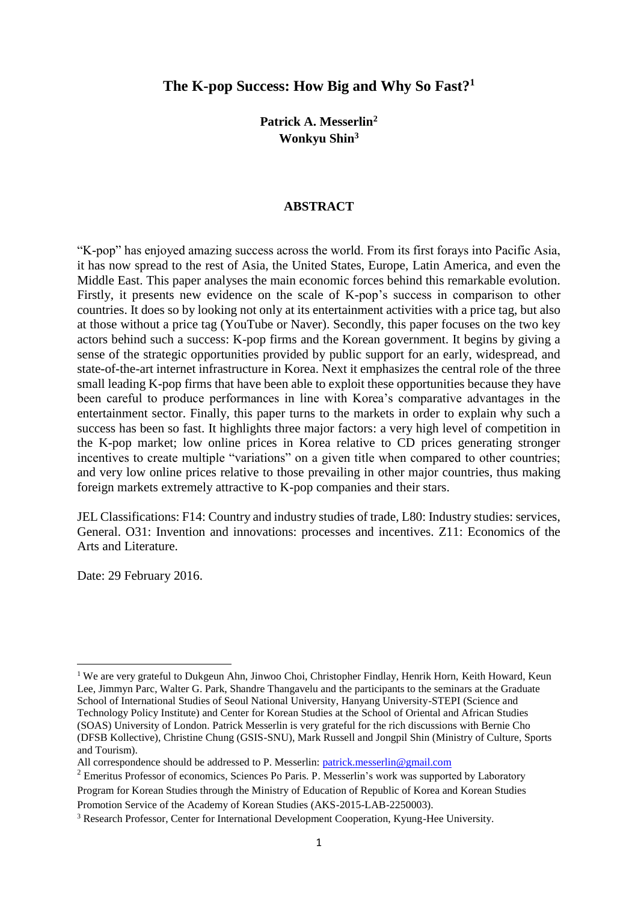# The K-pop Success: How Big and Why So Fast?[1]

**Patrick A. Messerlin[2]**
**Wonkyu Shin[3]**

## ABSTRACT

"K-pop" has enjoyed amazing success across the world. From its first forays into Pacific Asia, it has now spread to the rest of Asia, the United States, Europe, Latin America, and even the Middle East. This paper analyses the main economic forces behind this remarkable evolution. Firstly, it presents new evidence on the scale of K-pop's success in comparison to other countries. It does so by looking not only at its entertainment activities with a price tag, but also at those without a price tag (YouTube or Naver). Secondly, this paper focuses on the two key actors behind such a success: K-pop firms and the Korean government. It begins by giving a sense of the strategic opportunities provided by public support for an early, widespread, and state-of-the-art internet infrastructure in Korea. Next it emphasizes the central role of the three small leading K-pop firms that have been able to exploit these opportunities because they have been careful to produce performances in line with Korea's comparative advantages in the entertainment sector. Finally, this paper turns to the markets in order to explain why such a success has been so fast. It highlights three major factors: a very high level of competition in the K-pop market; low online prices in Korea relative to CD prices generating stronger incentives to create multiple "variations" on a given title when compared to other countries; and very low online prices relative to those prevailing in other major countries, thus making foreign markets extremely attractive to K-pop companies and their stars.

JEL Classifications: F14: Country and industry studies of trade, L80: Industry studies: services, General. O31: Invention and innovations: processes and incentives. Z11: Economics of the Arts and Literature.

Date: 29 February 2016.

---

[1] We are very grateful to Dukgeun Ahn, Jinwoo Choi, Christopher Findlay, Henrik Horn, Keith Howard, Keun Lee, Jimmyn Parc, Walter G. Park, Shandre Thangavelu and the participants to the seminars at the Graduate School of International Studies of Seoul National University, Hanyang University-STEPI (Science and Technology Policy Institute) and Center for Korean Studies at the School of Oriental and African Studies (SOAS) University of London. Patrick Messerlin is very grateful for the rich discussions with Bernie Cho (DFSB Kollective), Christine Chung (GSIS-SNU), Mark Russell and Jongpil Shin (Ministry of Culture, Sports and Tourism).

All correspondence should be addressed to P. Messerlin: patrick.messerlin@gmail.com

[2] Emeritus Professor of economics, Sciences Po Paris. P. Messerlin's work was supported by Laboratory Program for Korean Studies through the Ministry of Education of Republic of Korea and Korean Studies Promotion Service of the Academy of Korean Studies (AKS-2015-LAB-2250003).

[3] Research Professor, Center for International Development Cooperation, Kyung-Hee University.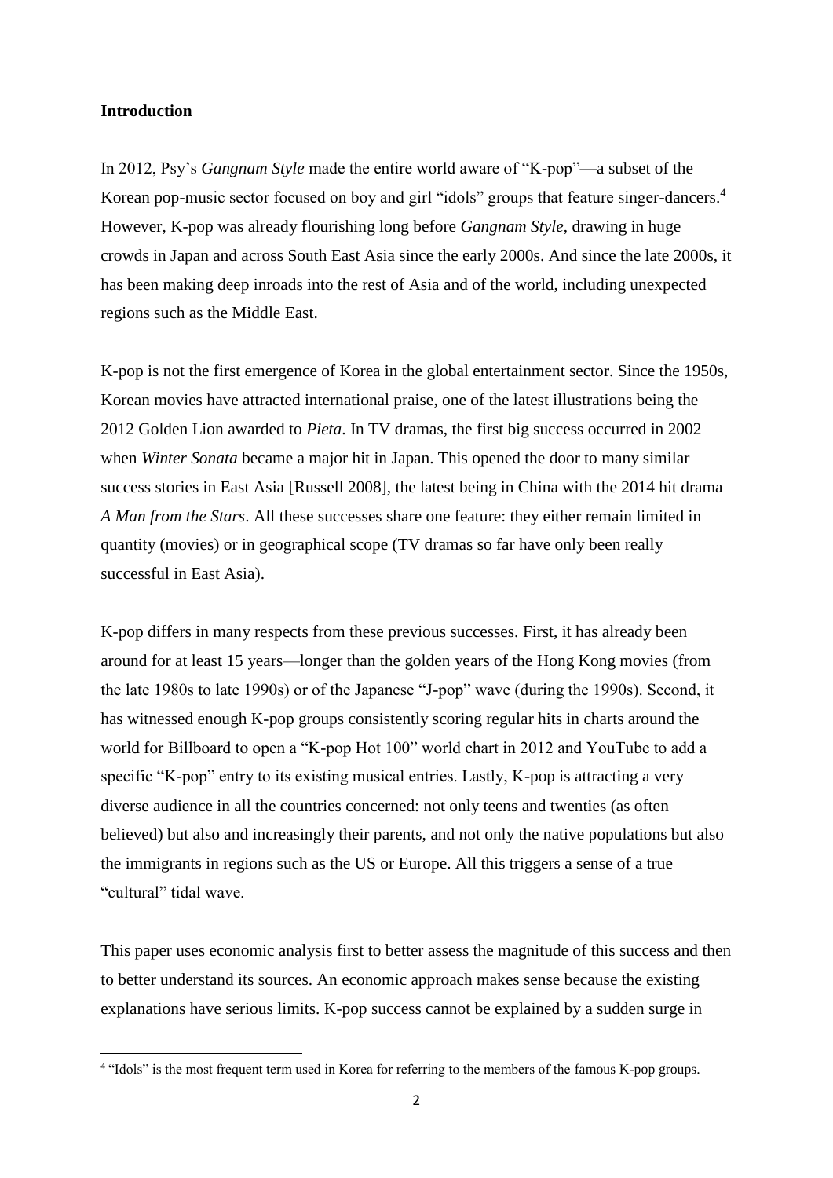**Introduction**

In 2012, Psy's *Gangnam Style* made the entire world aware of "K-pop"—a subset of the Korean pop-music sector focused on boy and girl "idols" groups that feature singer-dancers.[4] However, K-pop was already flourishing long before *Gangnam Style*, drawing in huge crowds in Japan and across South East Asia since the early 2000s. And since the late 2000s, it has been making deep inroads into the rest of Asia and of the world, including unexpected regions such as the Middle East.

K-pop is not the first emergence of Korea in the global entertainment sector. Since the 1950s, Korean movies have attracted international praise, one of the latest illustrations being the 2012 Golden Lion awarded to *Pieta*. In TV dramas, the first big success occurred in 2002 when *Winter Sonata* became a major hit in Japan. This opened the door to many similar success stories in East Asia [Russell 2008], the latest being in China with the 2014 hit drama *A Man from the Stars*. All these successes share one feature: they either remain limited in quantity (movies) or in geographical scope (TV dramas so far have only been really successful in East Asia).

K-pop differs in many respects from these previous successes. First, it has already been around for at least 15 years—longer than the golden years of the Hong Kong movies (from the late 1980s to late 1990s) or of the Japanese "J-pop" wave (during the 1990s). Second, it has witnessed enough K-pop groups consistently scoring regular hits in charts around the world for Billboard to open a "K-pop Hot 100" world chart in 2012 and YouTube to add a specific "K-pop" entry to its existing musical entries. Lastly, K-pop is attracting a very diverse audience in all the countries concerned: not only teens and twenties (as often believed) but also and increasingly their parents, and not only the native populations but also the immigrants in regions such as the US or Europe. All this triggers a sense of a true "cultural" tidal wave.

This paper uses economic analysis first to better assess the magnitude of this success and then to better understand its sources. An economic approach makes sense because the existing explanations have serious limits. K-pop success cannot be explained by a sudden surge in

---

[4] "Idols" is the most frequent term used in Korea for referring to the members of the famous K-pop groups.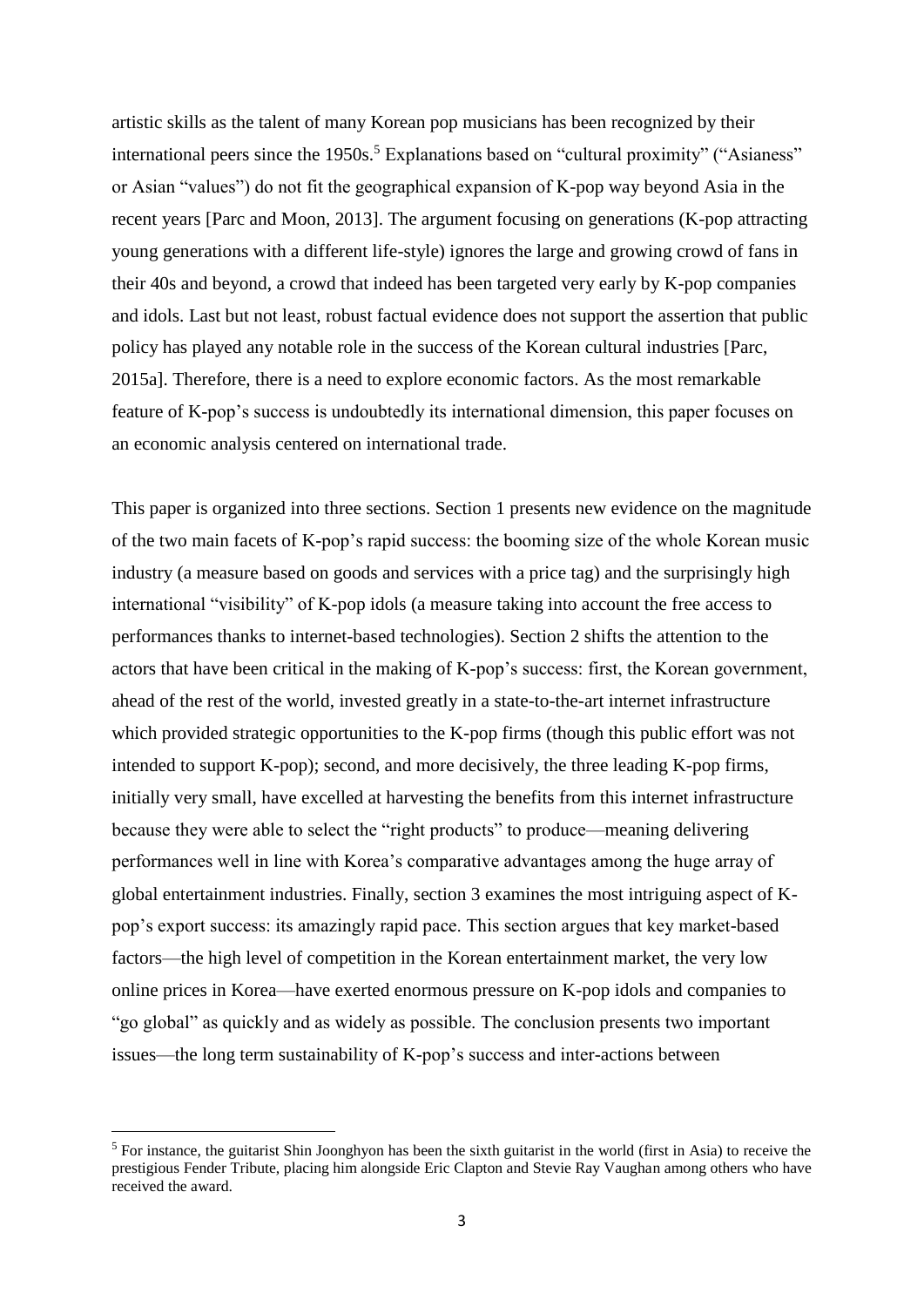artistic skills as the talent of many Korean pop musicians has been recognized by their international peers since the 1950s.[5] Explanations based on "cultural proximity" ("Asianess" or Asian "values") do not fit the geographical expansion of K-pop way beyond Asia in the recent years [Parc and Moon, 2013]. The argument focusing on generations (K-pop attracting young generations with a different life-style) ignores the large and growing crowd of fans in their 40s and beyond, a crowd that indeed has been targeted very early by K-pop companies and idols. Last but not least, robust factual evidence does not support the assertion that public policy has played any notable role in the success of the Korean cultural industries [Parc, 2015a]. Therefore, there is a need to explore economic factors. As the most remarkable feature of K-pop's success is undoubtedly its international dimension, this paper focuses on an economic analysis centered on international trade.

This paper is organized into three sections. Section 1 presents new evidence on the magnitude of the two main facets of K-pop's rapid success: the booming size of the whole Korean music industry (a measure based on goods and services with a price tag) and the surprisingly high international "visibility" of K-pop idols (a measure taking into account the free access to performances thanks to internet-based technologies). Section 2 shifts the attention to the actors that have been critical in the making of K-pop's success: first, the Korean government, ahead of the rest of the world, invested greatly in a state-to-the-art internet infrastructure which provided strategic opportunities to the K-pop firms (though this public effort was not intended to support K-pop); second, and more decisively, the three leading K-pop firms, initially very small, have excelled at harvesting the benefits from this internet infrastructure because they were able to select the "right products" to produce—meaning delivering performances well in line with Korea's comparative advantages among the huge array of global entertainment industries. Finally, section 3 examines the most intriguing aspect of K-pop's export success: its amazingly rapid pace. This section argues that key market-based factors—the high level of competition in the Korean entertainment market, the very low online prices in Korea—have exerted enormous pressure on K-pop idols and companies to "go global" as quickly and as widely as possible. The conclusion presents two important issues—the long term sustainability of K-pop's success and inter-actions between

[5] For instance, the guitarist Shin Joonghyon has been the sixth guitarist in the world (first in Asia) to receive the prestigious Fender Tribute, placing him alongside Eric Clapton and Stevie Ray Vaughan among others who have received the award.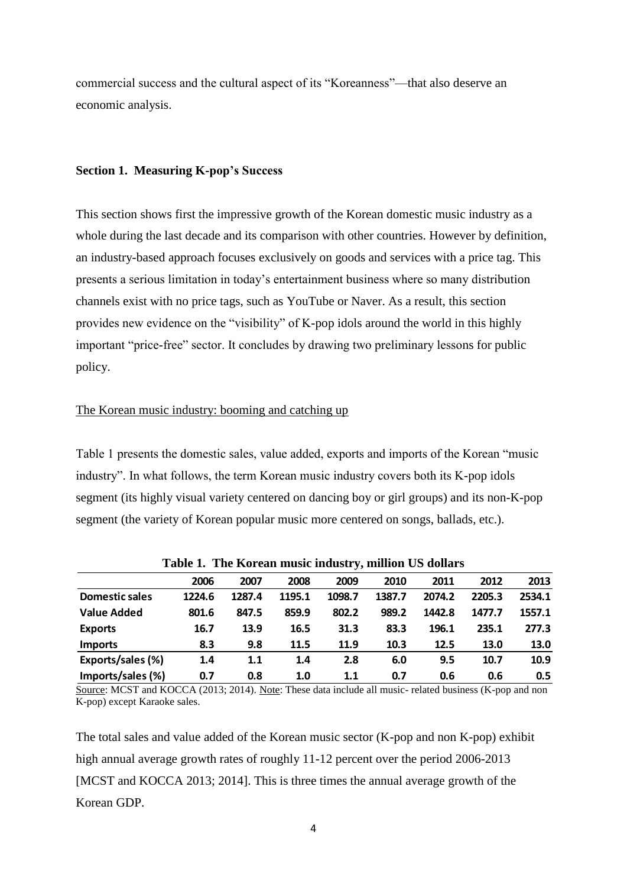commercial success and the cultural aspect of its "Koreanness"—that also deserve an economic analysis.

### Section 1. Measuring K-pop's Success

This section shows first the impressive growth of the Korean domestic music industry as a whole during the last decade and its comparison with other countries. However by definition, an industry-based approach focuses exclusively on goods and services with a price tag. This presents a serious limitation in today's entertainment business where so many distribution channels exist with no price tags, such as YouTube or Naver. As a result, this section provides new evidence on the "visibility" of K-pop idols around the world in this highly important "price-free" sector. It concludes by drawing two preliminary lessons for public policy.

The Korean music industry: booming and catching up

Table 1 presents the domestic sales, value added, exports and imports of the Korean "music industry". In what follows, the term Korean music industry covers both its K-pop idols segment (its highly visual variety centered on dancing boy or girl groups) and its non-K-pop segment (the variety of Korean popular music more centered on songs, ballads, etc.).

**Table 1. The Korean music industry, million US dollars**

| | 2006 | 2007 | 2008 | 2009 | 2010 | 2011 | 2012 | 2013 |
|---|---|---|---|---|---|---|---|---|
| **Domestic sales** | 1224.6 | 1287.4 | 1195.1 | 1098.7 | 1387.7 | 2074.2 | 2205.3 | 2534.1 |
| **Value Added** | 801.6 | 847.5 | 859.9 | 802.2 | 989.2 | 1442.8 | 1477.7 | 1557.1 |
| **Exports** | 16.7 | 13.9 | 16.5 | 31.3 | 83.3 | 196.1 | 235.1 | 277.3 |
| **Imports** | 8.3 | 9.8 | 11.5 | 11.9 | 10.3 | 12.5 | 13.0 | 13.0 |
| **Exports/sales (%)** | 1.4 | 1.1 | 1.4 | 2.8 | 6.0 | 9.5 | 10.7 | 10.9 |
| **Imports/sales (%)** | 0.7 | 0.8 | 1.0 | 1.1 | 0.7 | 0.6 | 0.6 | 0.5 |

Source: MCST and KOCCA (2013; 2014). Note: These data include all music- related business (K-pop and non K-pop) except Karaoke sales.

The total sales and value added of the Korean music sector (K-pop and non K-pop) exhibit high annual average growth rates of roughly 11-12 percent over the period 2006-2013 [MCST and KOCCA 2013; 2014]. This is three times the annual average growth of the Korean GDP.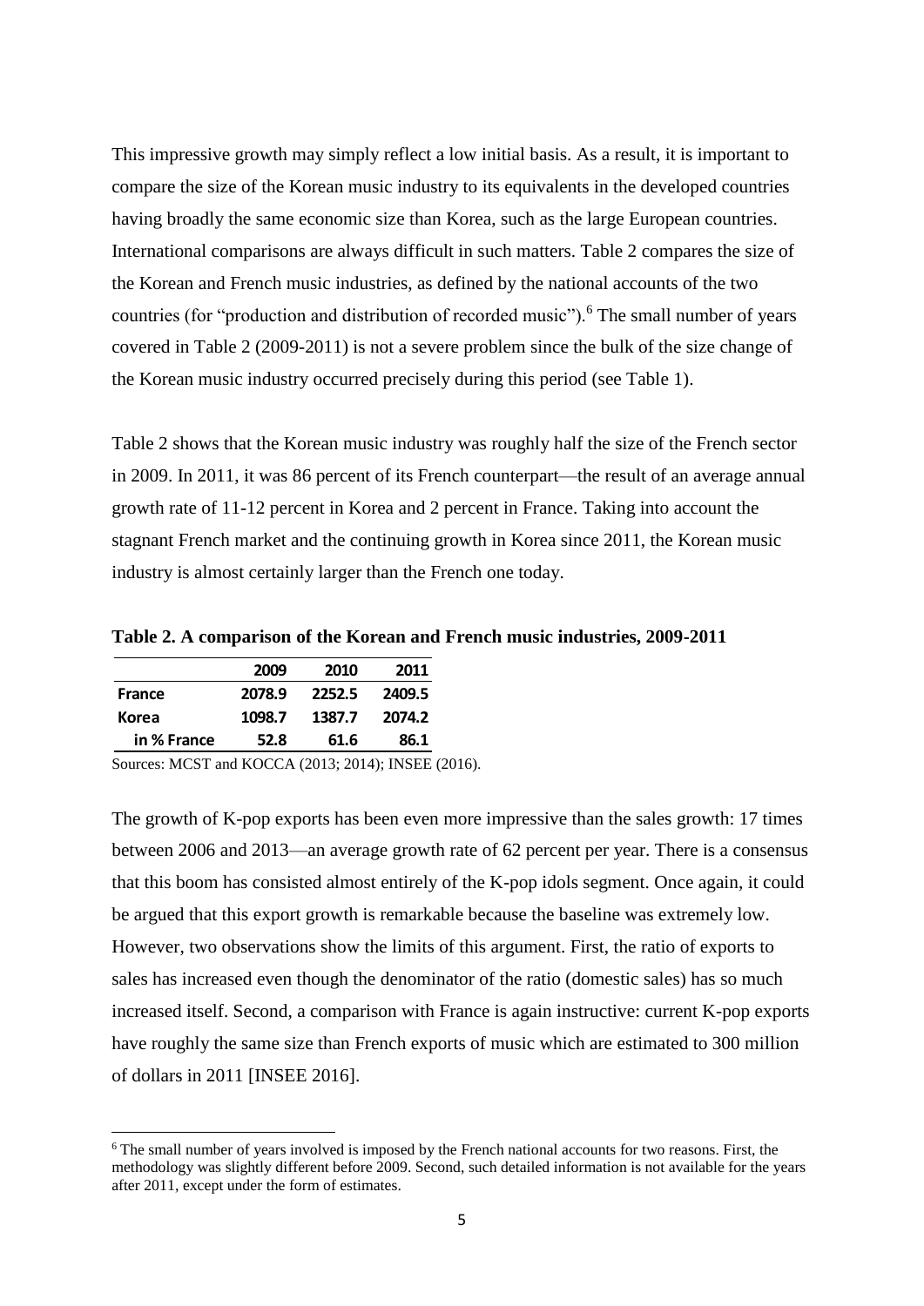This impressive growth may simply reflect a low initial basis. As a result, it is important to compare the size of the Korean music industry to its equivalents in the developed countries having broadly the same economic size than Korea, such as the large European countries. International comparisons are always difficult in such matters. Table 2 compares the size of the Korean and French music industries, as defined by the national accounts of the two countries (for "production and distribution of recorded music").[6] The small number of years covered in Table 2 (2009-2011) is not a severe problem since the bulk of the size change of the Korean music industry occurred precisely during this period (see Table 1).

Table 2 shows that the Korean music industry was roughly half the size of the French sector in 2009. In 2011, it was 86 percent of its French counterpart—the result of an average annual growth rate of 11-12 percent in Korea and 2 percent in France. Taking into account the stagnant French market and the continuing growth in Korea since 2011, the Korean music industry is almost certainly larger than the French one today.

**Table 2. A comparison of the Korean and French music industries, 2009-2011**

| | 2009 | 2010 | 2011 |
|---|---|---|---|
| **France** | **2078.9** | **2252.5** | **2409.5** |
| **Korea** | **1098.7** | **1387.7** | **2074.2** |
| **in % France** | **52.8** | **61.6** | **86.1** |

Sources: MCST and KOCCA (2013; 2014); INSEE (2016).

The growth of K-pop exports has been even more impressive than the sales growth: 17 times between 2006 and 2013—an average growth rate of 62 percent per year. There is a consensus that this boom has consisted almost entirely of the K-pop idols segment. Once again, it could be argued that this export growth is remarkable because the baseline was extremely low. However, two observations show the limits of this argument. First, the ratio of exports to sales has increased even though the denominator of the ratio (domestic sales) has so much increased itself. Second, a comparison with France is again instructive: current K-pop exports have roughly the same size than French exports of music which are estimated to 300 million of dollars in 2011 [INSEE 2016].

[6] The small number of years involved is imposed by the French national accounts for two reasons. First, the methodology was slightly different before 2009. Second, such detailed information is not available for the years after 2011, except under the form of estimates.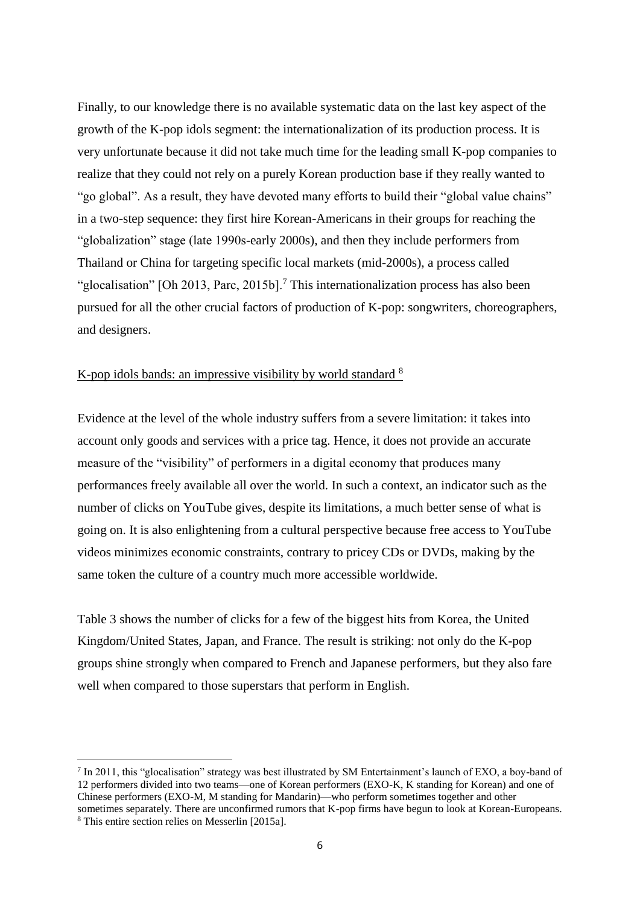Finally, to our knowledge there is no available systematic data on the last key aspect of the growth of the K-pop idols segment: the internationalization of its production process. It is very unfortunate because it did not take much time for the leading small K-pop companies to realize that they could not rely on a purely Korean production base if they really wanted to "go global". As a result, they have devoted many efforts to build their "global value chains" in a two-step sequence: they first hire Korean-Americans in their groups for reaching the "globalization" stage (late 1990s-early 2000s), and then they include performers from Thailand or China for targeting specific local markets (mid-2000s), a process called "glocalisation" [Oh 2013, Parc, 2015b].[7] This internationalization process has also been pursued for all the other crucial factors of production of K-pop: songwriters, choreographers, and designers.

## K-pop idols bands: an impressive visibility by world standard [8]

Evidence at the level of the whole industry suffers from a severe limitation: it takes into account only goods and services with a price tag. Hence, it does not provide an accurate measure of the "visibility" of performers in a digital economy that produces many performances freely available all over the world. In such a context, an indicator such as the number of clicks on YouTube gives, despite its limitations, a much better sense of what is going on. It is also enlightening from a cultural perspective because free access to YouTube videos minimizes economic constraints, contrary to pricey CDs or DVDs, making by the same token the culture of a country much more accessible worldwide.

Table 3 shows the number of clicks for a few of the biggest hits from Korea, the United Kingdom/United States, Japan, and France. The result is striking: not only do the K-pop groups shine strongly when compared to French and Japanese performers, but they also fare well when compared to those superstars that perform in English.

---

[7] In 2011, this "glocalisation" strategy was best illustrated by SM Entertainment's launch of EXO, a boy-band of 12 performers divided into two teams—one of Korean performers (EXO-K, K standing for Korean) and one of Chinese performers (EXO-M, M standing for Mandarin)—who perform sometimes together and other sometimes separately. There are unconfirmed rumors that K-pop firms have begun to look at Korean-Europeans.

[8] This entire section relies on Messerlin [2015a].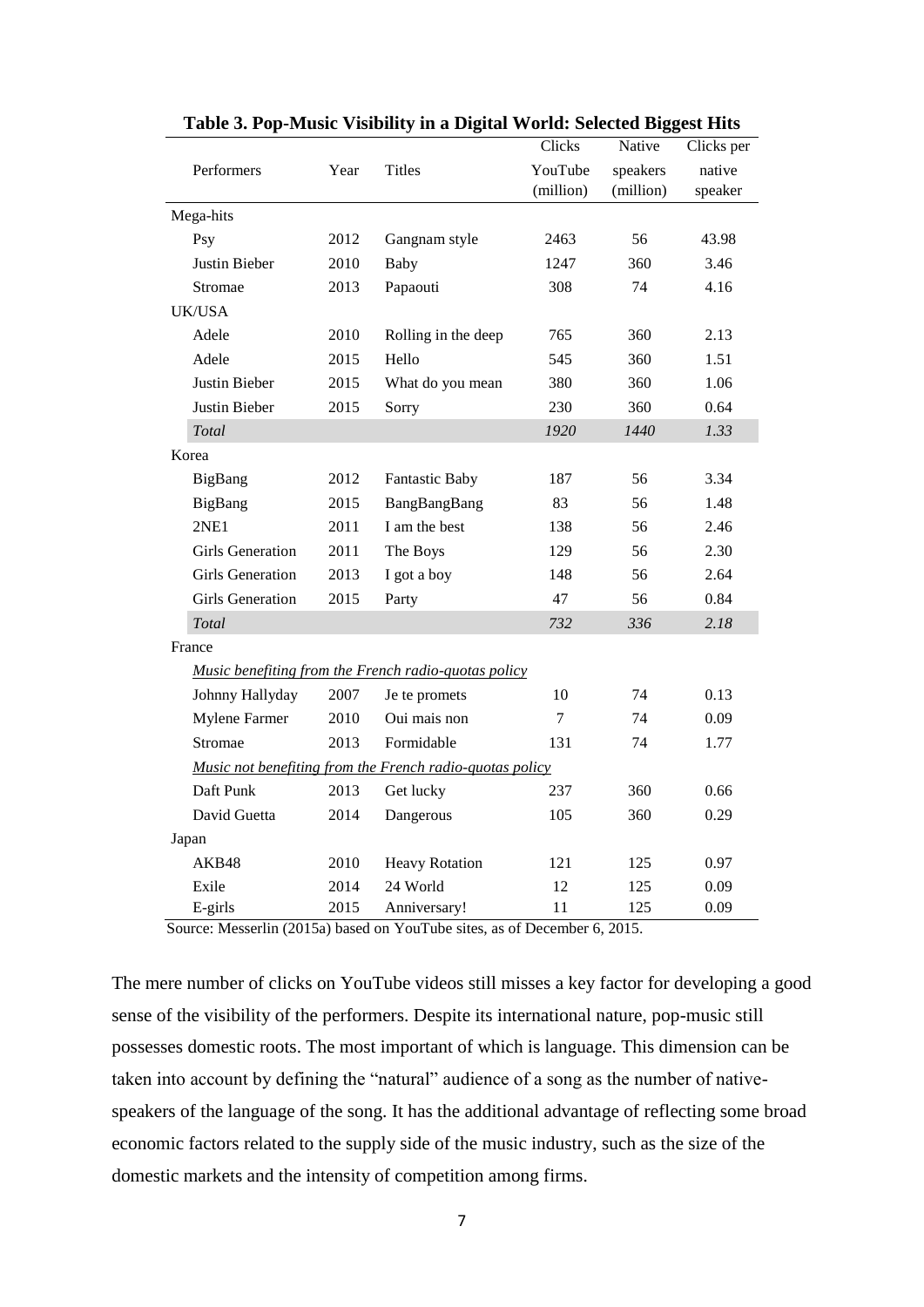**Table 3. Pop-Music Visibility in a Digital World: Selected Biggest Hits**

| Performers | Year | Titles | Clicks YouTube (million) | Native speakers (million) | Clicks per native speaker |
|---|---|---|---|---|---|
| Mega-hits | | | | | |
| Psy | 2012 | Gangnam style | 2463 | 56 | 43.98 |
| Justin Bieber | 2010 | Baby | 1247 | 360 | 3.46 |
| Stromae | 2013 | Papaouti | 308 | 74 | 4.16 |
| UK/USA | | | | | |
| Adele | 2010 | Rolling in the deep | 765 | 360 | 2.13 |
| Adele | 2015 | Hello | 545 | 360 | 1.51 |
| Justin Bieber | 2015 | What do you mean | 380 | 360 | 1.06 |
| Justin Bieber | 2015 | Sorry | 230 | 360 | 0.64 |
| *Total* | | | *1920* | *1440* | *1.33* |
| Korea | | | | | |
| BigBang | 2012 | Fantastic Baby | 187 | 56 | 3.34 |
| BigBang | 2015 | BangBangBang | 83 | 56 | 1.48 |
| 2NE1 | 2011 | I am the best | 138 | 56 | 2.46 |
| Girls Generation | 2011 | The Boys | 129 | 56 | 2.30 |
| Girls Generation | 2013 | I got a boy | 148 | 56 | 2.64 |
| Girls Generation | 2015 | Party | 47 | 56 | 0.84 |
| *Total* | | | *732* | *336* | *2.18* |
| France | | | | | |
| *Music benefiting from the French radio-quotas policy* | | | | | |
| Johnny Hallyday | 2007 | Je te promets | 10 | 74 | 0.13 |
| Mylene Farmer | 2010 | Oui mais non | 7 | 74 | 0.09 |
| Stromae | 2013 | Formidable | 131 | 74 | 1.77 |
| *Music not benefiting from the French radio-quotas policy* | | | | | |
| Daft Punk | 2013 | Get lucky | 237 | 360 | 0.66 |
| David Guetta | 2014 | Dangerous | 105 | 360 | 0.29 |
| Japan | | | | | |
| AKB48 | 2010 | Heavy Rotation | 121 | 125 | 0.97 |
| Exile | 2014 | 24 World | 12 | 125 | 0.09 |
| E-girls | 2015 | Anniversary! | 11 | 125 | 0.09 |

Source: Messerlin (2015a) based on YouTube sites, as of December 6, 2015.

The mere number of clicks on YouTube videos still misses a key factor for developing a good sense of the visibility of the performers. Despite its international nature, pop-music still possesses domestic roots. The most important of which is language. This dimension can be taken into account by defining the "natural" audience of a song as the number of native-speakers of the language of the song. It has the additional advantage of reflecting some broad economic factors related to the supply side of the music industry, such as the size of the domestic markets and the intensity of competition among firms.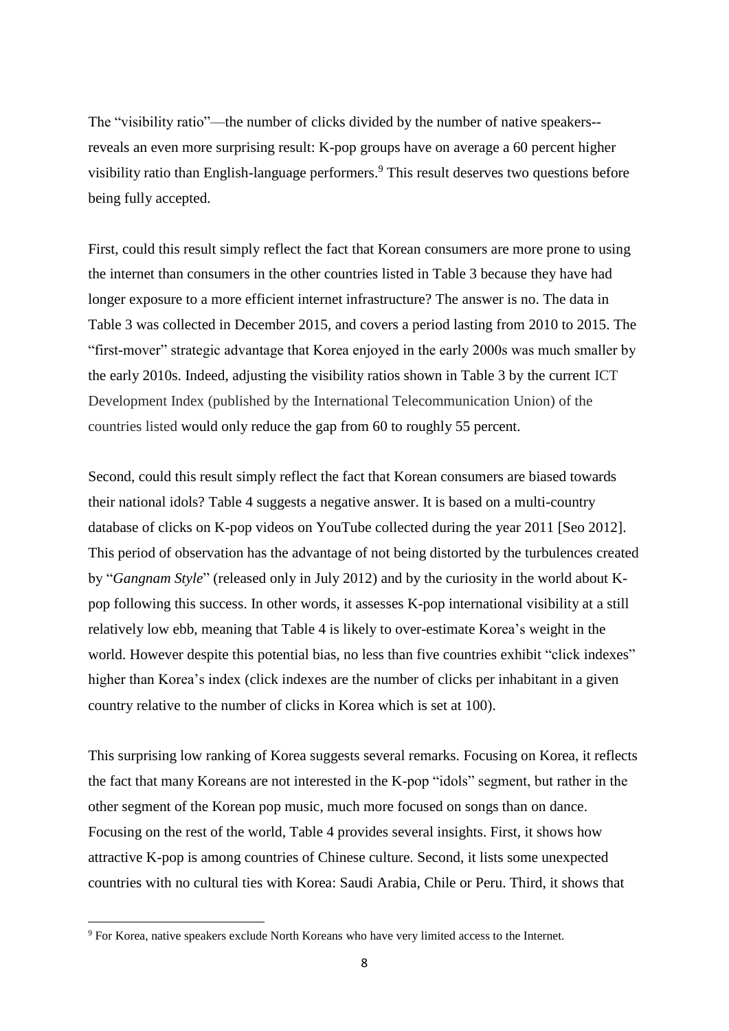The "visibility ratio"—the number of clicks divided by the number of native speakers--reveals an even more surprising result: K-pop groups have on average a 60 percent higher visibility ratio than English-language performers.[9] This result deserves two questions before being fully accepted.

First, could this result simply reflect the fact that Korean consumers are more prone to using the internet than consumers in the other countries listed in Table 3 because they have had longer exposure to a more efficient internet infrastructure? The answer is no. The data in Table 3 was collected in December 2015, and covers a period lasting from 2010 to 2015. The "first-mover" strategic advantage that Korea enjoyed in the early 2000s was much smaller by the early 2010s. Indeed, adjusting the visibility ratios shown in Table 3 by the current ICT Development Index (published by the International Telecommunication Union) of the countries listed would only reduce the gap from 60 to roughly 55 percent.

Second, could this result simply reflect the fact that Korean consumers are biased towards their national idols? Table 4 suggests a negative answer. It is based on a multi-country database of clicks on K-pop videos on YouTube collected during the year 2011 [Seo 2012]. This period of observation has the advantage of not being distorted by the turbulences created by "*Gangnam Style*" (released only in July 2012) and by the curiosity in the world about K-pop following this success. In other words, it assesses K-pop international visibility at a still relatively low ebb, meaning that Table 4 is likely to over-estimate Korea's weight in the world. However despite this potential bias, no less than five countries exhibit "click indexes" higher than Korea's index (click indexes are the number of clicks per inhabitant in a given country relative to the number of clicks in Korea which is set at 100).

This surprising low ranking of Korea suggests several remarks. Focusing on Korea, it reflects the fact that many Koreans are not interested in the K-pop "idols" segment, but rather in the other segment of the Korean pop music, much more focused on songs than on dance. Focusing on the rest of the world, Table 4 provides several insights. First, it shows how attractive K-pop is among countries of Chinese culture. Second, it lists some unexpected countries with no cultural ties with Korea: Saudi Arabia, Chile or Peru. Third, it shows that

[9] For Korea, native speakers exclude North Koreans who have very limited access to the Internet.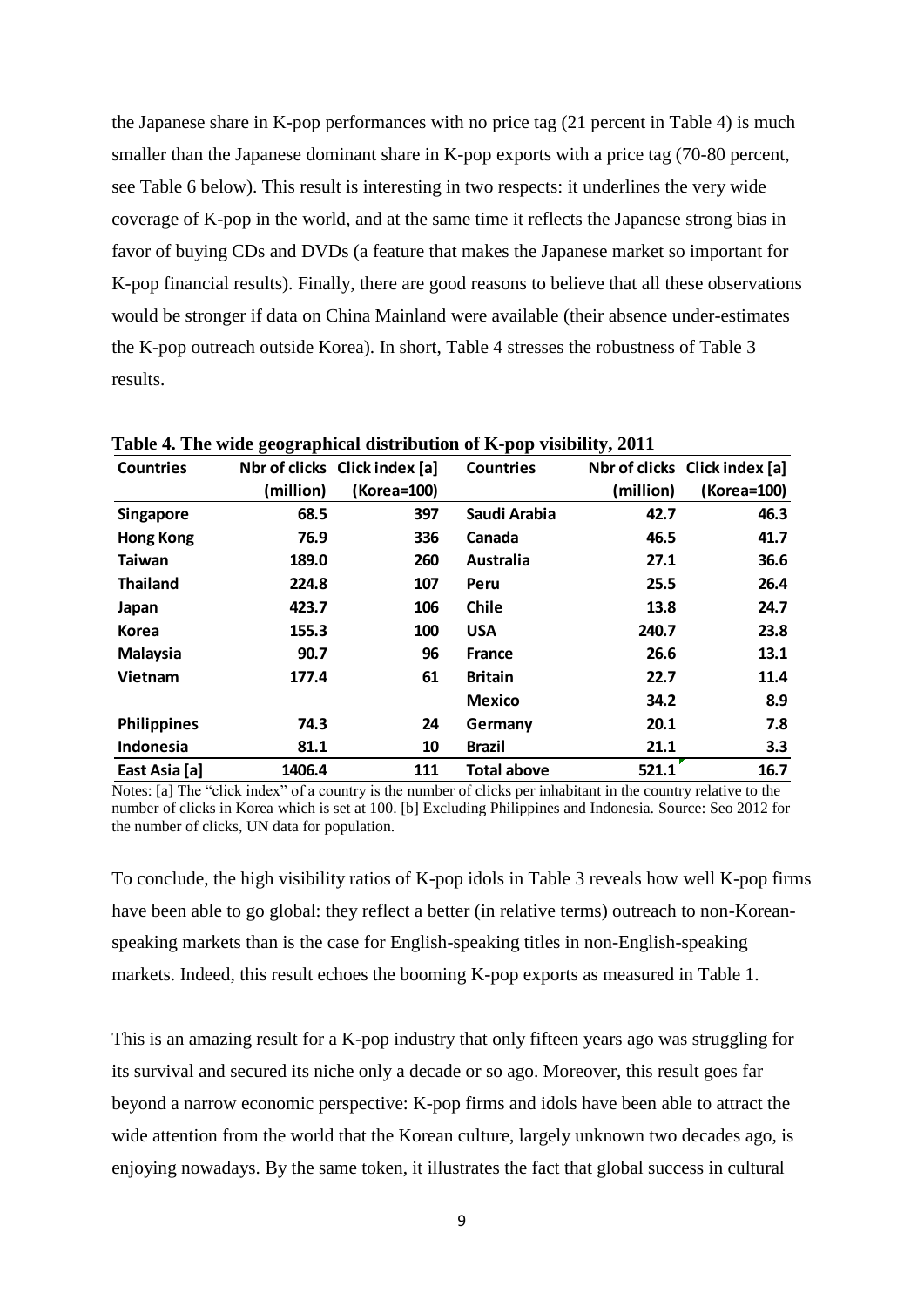the Japanese share in K-pop performances with no price tag (21 percent in Table 4) is much smaller than the Japanese dominant share in K-pop exports with a price tag (70-80 percent, see Table 6 below). This result is interesting in two respects: it underlines the very wide coverage of K-pop in the world, and at the same time it reflects the Japanese strong bias in favor of buying CDs and DVDs (a feature that makes the Japanese market so important for K-pop financial results). Finally, there are good reasons to believe that all these observations would be stronger if data on China Mainland were available (their absence under-estimates the K-pop outreach outside Korea). In short, Table 4 stresses the robustness of Table 3 results.

**Table 4. The wide geographical distribution of K-pop visibility, 2011**

| Countries | Nbr of clicks (million) | Click index [a] (Korea=100) | Countries | Nbr of clicks (million) | Click index [a] (Korea=100) |
|---|---|---|---|---|---|
| **Singapore** | **68.5** | **397** | **Saudi Arabia** | **42.7** | **46.3** |
| **Hong Kong** | **76.9** | **336** | **Canada** | **46.5** | **41.7** |
| **Taiwan** | **189.0** | **260** | **Australia** | **27.1** | **36.6** |
| **Thailand** | **224.8** | **107** | **Peru** | **25.5** | **26.4** |
| **Japan** | **423.7** | **106** | **Chile** | **13.8** | **24.7** |
| **Korea** | **155.3** | **100** | **USA** | **240.7** | **23.8** |
| **Malaysia** | **90.7** | **96** | **France** | **26.6** | **13.1** |
| **Vietnam** | **177.4** | **61** | **Britain** | **22.7** | **11.4** |
| | | | **Mexico** | **34.2** | **8.9** |
| **Philippines** | **74.3** | **24** | **Germany** | **20.1** | **7.8** |
| **Indonesia** | **81.1** | **10** | **Brazil** | **21.1** | **3.3** |
| **East Asia [a]** | **1406.4** | **111** | **Total above** | **521.1** | **16.7** |

Notes: [a] The "click index" of a country is the number of clicks per inhabitant in the country relative to the number of clicks in Korea which is set at 100. [b] Excluding Philippines and Indonesia. Source: Seo 2012 for the number of clicks, UN data for population.

To conclude, the high visibility ratios of K-pop idols in Table 3 reveals how well K-pop firms have been able to go global: they reflect a better (in relative terms) outreach to non-Korean-speaking markets than is the case for English-speaking titles in non-English-speaking markets. Indeed, this result echoes the booming K-pop exports as measured in Table 1.

This is an amazing result for a K-pop industry that only fifteen years ago was struggling for its survival and secured its niche only a decade or so ago. Moreover, this result goes far beyond a narrow economic perspective: K-pop firms and idols have been able to attract the wide attention from the world that the Korean culture, largely unknown two decades ago, is enjoying nowadays. By the same token, it illustrates the fact that global success in cultural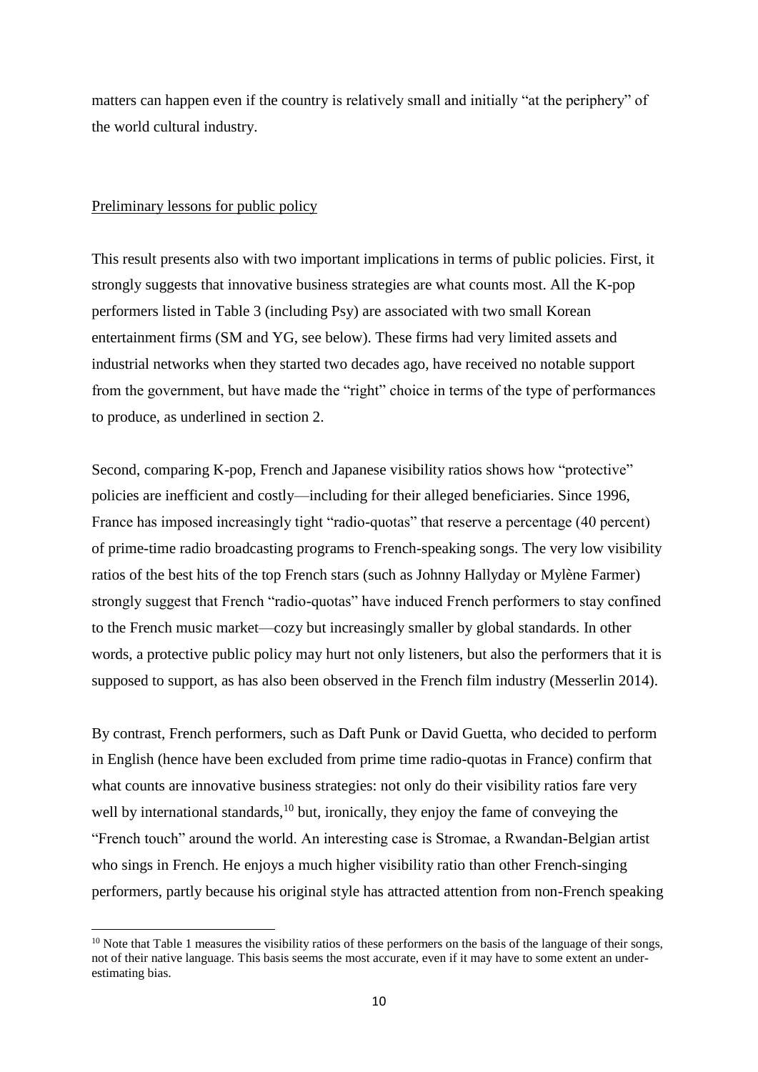matters can happen even if the country is relatively small and initially "at the periphery" of the world cultural industry.

## Preliminary lessons for public policy

This result presents also with two important implications in terms of public policies. First, it strongly suggests that innovative business strategies are what counts most. All the K-pop performers listed in Table 3 (including Psy) are associated with two small Korean entertainment firms (SM and YG, see below). These firms had very limited assets and industrial networks when they started two decades ago, have received no notable support from the government, but have made the "right" choice in terms of the type of performances to produce, as underlined in section 2.

Second, comparing K-pop, French and Japanese visibility ratios shows how "protective" policies are inefficient and costly—including for their alleged beneficiaries. Since 1996, France has imposed increasingly tight "radio-quotas" that reserve a percentage (40 percent) of prime-time radio broadcasting programs to French-speaking songs. The very low visibility ratios of the best hits of the top French stars (such as Johnny Hallyday or Mylène Farmer) strongly suggest that French "radio-quotas" have induced French performers to stay confined to the French music market—cozy but increasingly smaller by global standards. In other words, a protective public policy may hurt not only listeners, but also the performers that it is supposed to support, as has also been observed in the French film industry (Messerlin 2014).

By contrast, French performers, such as Daft Punk or David Guetta, who decided to perform in English (hence have been excluded from prime time radio-quotas in France) confirm that what counts are innovative business strategies: not only do their visibility ratios fare very well by international standards,[10] but, ironically, they enjoy the fame of conveying the "French touch" around the world. An interesting case is Stromae, a Rwandan-Belgian artist who sings in French. He enjoys a much higher visibility ratio than other French-singing performers, partly because his original style has attracted attention from non-French speaking

[10] Note that Table 1 measures the visibility ratios of these performers on the basis of the language of their songs, not of their native language. This basis seems the most accurate, even if it may have to some extent an under-estimating bias.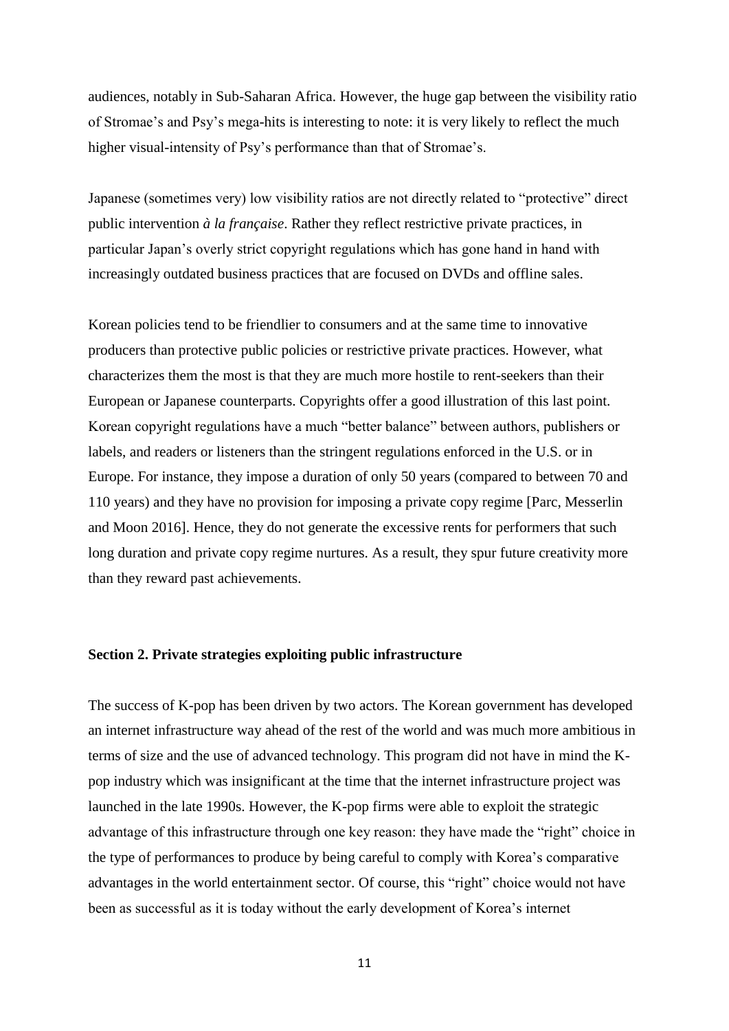audiences, notably in Sub-Saharan Africa. However, the huge gap between the visibility ratio of Stromae's and Psy's mega-hits is interesting to note: it is very likely to reflect the much higher visual-intensity of Psy's performance than that of Stromae's.

Japanese (sometimes very) low visibility ratios are not directly related to "protective" direct public intervention *à la française*. Rather they reflect restrictive private practices, in particular Japan's overly strict copyright regulations which has gone hand in hand with increasingly outdated business practices that are focused on DVDs and offline sales.

Korean policies tend to be friendlier to consumers and at the same time to innovative producers than protective public policies or restrictive private practices. However, what characterizes them the most is that they are much more hostile to rent-seekers than their European or Japanese counterparts. Copyrights offer a good illustration of this last point. Korean copyright regulations have a much "better balance" between authors, publishers or labels, and readers or listeners than the stringent regulations enforced in the U.S. or in Europe. For instance, they impose a duration of only 50 years (compared to between 70 and 110 years) and they have no provision for imposing a private copy regime [Parc, Messerlin and Moon 2016]. Hence, they do not generate the excessive rents for performers that such long duration and private copy regime nurtures. As a result, they spur future creativity more than they reward past achievements.

## Section 2. Private strategies exploiting public infrastructure

The success of K-pop has been driven by two actors. The Korean government has developed an internet infrastructure way ahead of the rest of the world and was much more ambitious in terms of size and the use of advanced technology. This program did not have in mind the K-pop industry which was insignificant at the time that the internet infrastructure project was launched in the late 1990s. However, the K-pop firms were able to exploit the strategic advantage of this infrastructure through one key reason: they have made the "right" choice in the type of performances to produce by being careful to comply with Korea's comparative advantages in the world entertainment sector. Of course, this "right" choice would not have been as successful as it is today without the early development of Korea's internet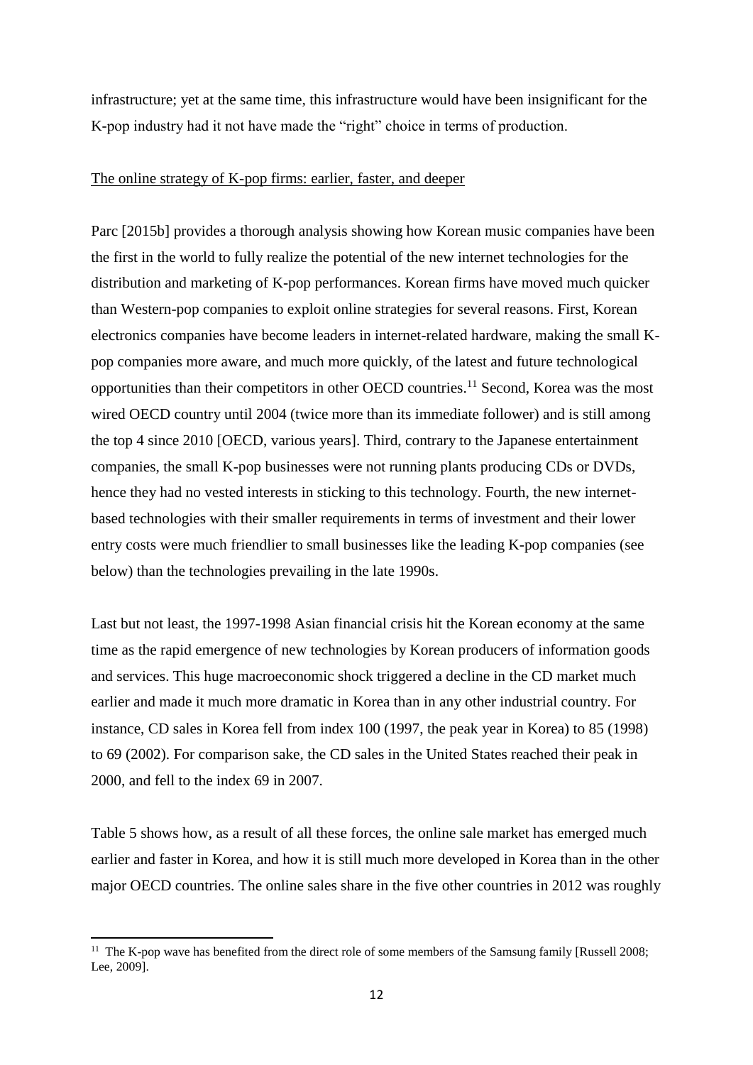infrastructure; yet at the same time, this infrastructure would have been insignificant for the K-pop industry had it not have made the "right" choice in terms of production.

<u>The online strategy of K-pop firms: earlier, faster, and deeper</u>

Parc [2015b] provides a thorough analysis showing how Korean music companies have been the first in the world to fully realize the potential of the new internet technologies for the distribution and marketing of K-pop performances. Korean firms have moved much quicker than Western-pop companies to exploit online strategies for several reasons. First, Korean electronics companies have become leaders in internet-related hardware, making the small K-pop companies more aware, and much more quickly, of the latest and future technological opportunities than their competitors in other OECD countries.[11] Second, Korea was the most wired OECD country until 2004 (twice more than its immediate follower) and is still among the top 4 since 2010 [OECD, various years]. Third, contrary to the Japanese entertainment companies, the small K-pop businesses were not running plants producing CDs or DVDs, hence they had no vested interests in sticking to this technology. Fourth, the new internet-based technologies with their smaller requirements in terms of investment and their lower entry costs were much friendlier to small businesses like the leading K-pop companies (see below) than the technologies prevailing in the late 1990s.

Last but not least, the 1997-1998 Asian financial crisis hit the Korean economy at the same time as the rapid emergence of new technologies by Korean producers of information goods and services. This huge macroeconomic shock triggered a decline in the CD market much earlier and made it much more dramatic in Korea than in any other industrial country. For instance, CD sales in Korea fell from index 100 (1997, the peak year in Korea) to 85 (1998) to 69 (2002). For comparison sake, the CD sales in the United States reached their peak in 2000, and fell to the index 69 in 2007.

Table 5 shows how, as a result of all these forces, the online sale market has emerged much earlier and faster in Korea, and how it is still much more developed in Korea than in the other major OECD countries. The online sales share in the five other countries in 2012 was roughly

[11] The K-pop wave has benefited from the direct role of some members of the Samsung family [Russell 2008; Lee, 2009].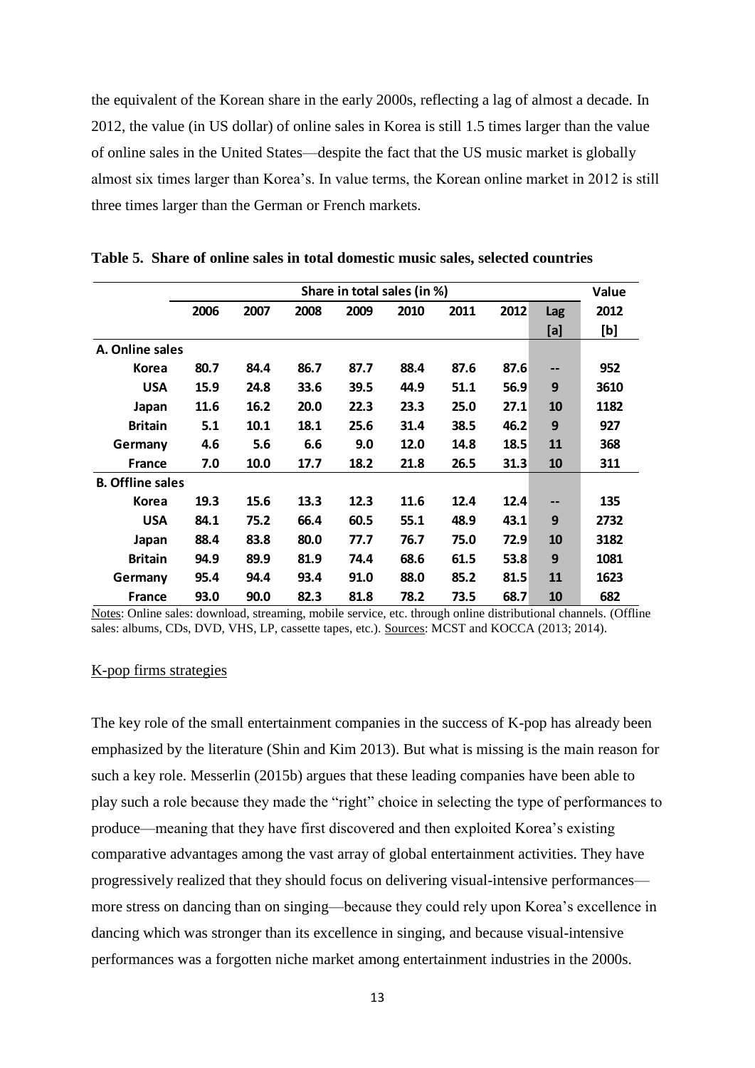the equivalent of the Korean share in the early 2000s, reflecting a lag of almost a decade. In 2012, the value (in US dollar) of online sales in Korea is still 1.5 times larger than the value of online sales in the United States—despite the fact that the US music market is globally almost six times larger than Korea's. In value terms, the Korean online market in 2012 is still three times larger than the German or French markets.

**Table 5. Share of online sales in total domestic music sales, selected countries**

| | Share in total sales (in %) | | | | | | | | Value |
|---|---|---|---|---|---|---|---|---|---|
| | 2006 | 2007 | 2008 | 2009 | 2010 | 2011 | 2012 | Lag [a] | 2012 [b] |
| **A. Online sales** | | | | | | | | | |
| Korea | 80.7 | 84.4 | 86.7 | 87.7 | 88.4 | 87.6 | 87.6 | -- | 952 |
| USA | 15.9 | 24.8 | 33.6 | 39.5 | 44.9 | 51.1 | 56.9 | 9 | 3610 |
| Japan | 11.6 | 16.2 | 20.0 | 22.3 | 23.3 | 25.0 | 27.1 | 10 | 1182 |
| Britain | 5.1 | 10.1 | 18.1 | 25.6 | 31.4 | 38.5 | 46.2 | 9 | 927 |
| Germany | 4.6 | 5.6 | 6.6 | 9.0 | 12.0 | 14.8 | 18.5 | 11 | 368 |
| France | 7.0 | 10.0 | 17.7 | 18.2 | 21.8 | 26.5 | 31.3 | 10 | 311 |
| **B. Offline sales** | | | | | | | | | |
| Korea | 19.3 | 15.6 | 13.3 | 12.3 | 11.6 | 12.4 | 12.4 | -- | 135 |
| USA | 84.1 | 75.2 | 66.4 | 60.5 | 55.1 | 48.9 | 43.1 | 9 | 2732 |
| Japan | 88.4 | 83.8 | 80.0 | 77.7 | 76.7 | 75.0 | 72.9 | 10 | 3182 |
| Britain | 94.9 | 89.9 | 81.9 | 74.4 | 68.6 | 61.5 | 53.8 | 9 | 1081 |
| Germany | 95.4 | 94.4 | 93.4 | 91.0 | 88.0 | 85.2 | 81.5 | 11 | 1623 |
| France | 93.0 | 90.0 | 82.3 | 81.8 | 78.2 | 73.5 | 68.7 | 10 | 682 |

Notes: Online sales: download, streaming, mobile service, etc. through online distributional channels. (Offline sales: albums, CDs, DVD, VHS, LP, cassette tapes, etc.). Sources: MCST and KOCCA (2013; 2014).

K-pop firms strategies

The key role of the small entertainment companies in the success of K-pop has already been emphasized by the literature (Shin and Kim 2013). But what is missing is the main reason for such a key role. Messerlin (2015b) argues that these leading companies have been able to play such a role because they made the "right" choice in selecting the type of performances to produce—meaning that they have first discovered and then exploited Korea's existing comparative advantages among the vast array of global entertainment activities. They have progressively realized that they should focus on delivering visual-intensive performances—more stress on dancing than on singing—because they could rely upon Korea's excellence in dancing which was stronger than its excellence in singing, and because visual-intensive performances was a forgotten niche market among entertainment industries in the 2000s.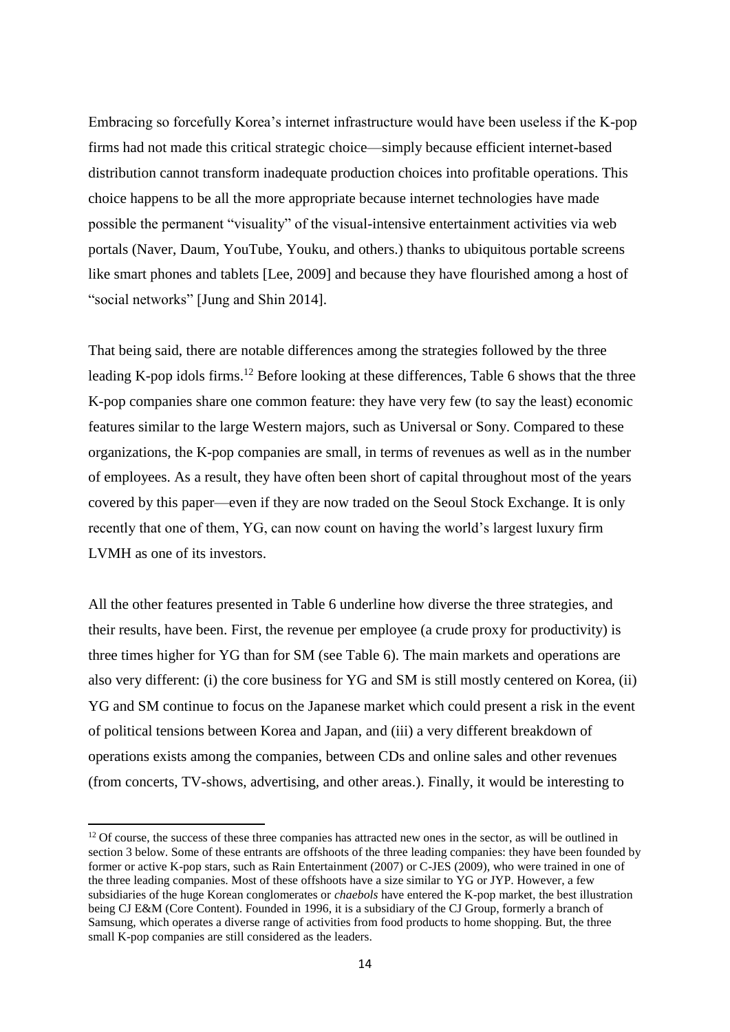Embracing so forcefully Korea's internet infrastructure would have been useless if the K-pop firms had not made this critical strategic choice—simply because efficient internet-based distribution cannot transform inadequate production choices into profitable operations. This choice happens to be all the more appropriate because internet technologies have made possible the permanent "visuality" of the visual-intensive entertainment activities via web portals (Naver, Daum, YouTube, Youku, and others.) thanks to ubiquitous portable screens like smart phones and tablets [Lee, 2009] and because they have flourished among a host of "social networks" [Jung and Shin 2014].

That being said, there are notable differences among the strategies followed by the three leading K-pop idols firms.[12] Before looking at these differences, Table 6 shows that the three K-pop companies share one common feature: they have very few (to say the least) economic features similar to the large Western majors, such as Universal or Sony. Compared to these organizations, the K-pop companies are small, in terms of revenues as well as in the number of employees. As a result, they have often been short of capital throughout most of the years covered by this paper—even if they are now traded on the Seoul Stock Exchange. It is only recently that one of them, YG, can now count on having the world's largest luxury firm LVMH as one of its investors.

All the other features presented in Table 6 underline how diverse the three strategies, and their results, have been. First, the revenue per employee (a crude proxy for productivity) is three times higher for YG than for SM (see Table 6). The main markets and operations are also very different: (i) the core business for YG and SM is still mostly centered on Korea, (ii) YG and SM continue to focus on the Japanese market which could present a risk in the event of political tensions between Korea and Japan, and (iii) a very different breakdown of operations exists among the companies, between CDs and online sales and other revenues (from concerts, TV-shows, advertising, and other areas.). Finally, it would be interesting to

[12] Of course, the success of these three companies has attracted new ones in the sector, as will be outlined in section 3 below. Some of these entrants are offshoots of the three leading companies: they have been founded by former or active K-pop stars, such as Rain Entertainment (2007) or C-JES (2009), who were trained in one of the three leading companies. Most of these offshoots have a size similar to YG or JYP. However, a few subsidiaries of the huge Korean conglomerates or *chaebols* have entered the K-pop market, the best illustration being CJ E&M (Core Content). Founded in 1996, it is a subsidiary of the CJ Group, formerly a branch of Samsung, which operates a diverse range of activities from food products to home shopping. But, the three small K-pop companies are still considered as the leaders.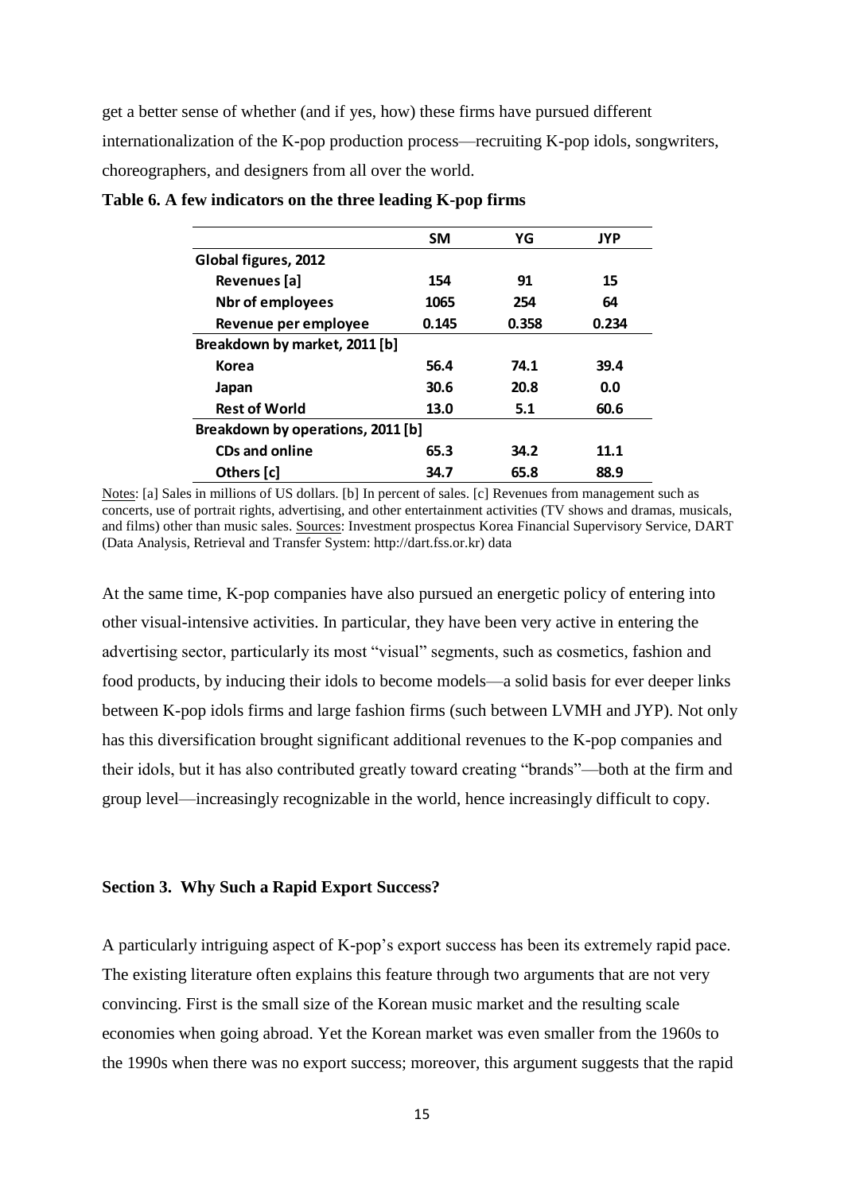get a better sense of whether (and if yes, how) these firms have pursued different internationalization of the K-pop production process—recruiting K-pop idols, songwriters, choreographers, and designers from all over the world.

**Table 6. A few indicators on the three leading K-pop firms**

| | SM | YG | JYP |
|---|---|---|---|
| **Global figures, 2012** | | | |
| Revenues [a] | 154 | 91 | 15 |
| Nbr of employees | 1065 | 254 | 64 |
| Revenue per employee | 0.145 | 0.358 | 0.234 |
| **Breakdown by market, 2011 [b]** | | | |
| Korea | 56.4 | 74.1 | 39.4 |
| Japan | 30.6 | 20.8 | 0.0 |
| Rest of World | 13.0 | 5.1 | 60.6 |
| **Breakdown by operations, 2011 [b]** | | | |
| CDs and online | 65.3 | 34.2 | 11.1 |
| Others [c] | 34.7 | 65.8 | 88.9 |

Notes: [a] Sales in millions of US dollars. [b] In percent of sales. [c] Revenues from management such as concerts, use of portrait rights, advertising, and other entertainment activities (TV shows and dramas, musicals, and films) other than music sales. Sources: Investment prospectus Korea Financial Supervisory Service, DART (Data Analysis, Retrieval and Transfer System: http://dart.fss.or.kr) data

At the same time, K-pop companies have also pursued an energetic policy of entering into other visual-intensive activities. In particular, they have been very active in entering the advertising sector, particularly its most "visual" segments, such as cosmetics, fashion and food products, by inducing their idols to become models—a solid basis for ever deeper links between K-pop idols firms and large fashion firms (such between LVMH and JYP). Not only has this diversification brought significant additional revenues to the K-pop companies and their idols, but it has also contributed greatly toward creating "brands"—both at the firm and group level—increasingly recognizable in the world, hence increasingly difficult to copy.

## Section 3. Why Such a Rapid Export Success?

A particularly intriguing aspect of K-pop's export success has been its extremely rapid pace. The existing literature often explains this feature through two arguments that are not very convincing. First is the small size of the Korean music market and the resulting scale economies when going abroad. Yet the Korean market was even smaller from the 1960s to the 1990s when there was no export success; moreover, this argument suggests that the rapid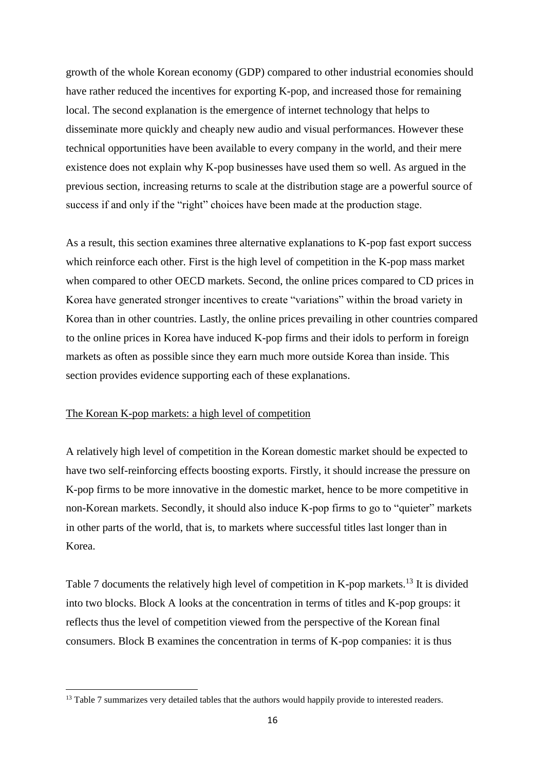growth of the whole Korean economy (GDP) compared to other industrial economies should have rather reduced the incentives for exporting K-pop, and increased those for remaining local. The second explanation is the emergence of internet technology that helps to disseminate more quickly and cheaply new audio and visual performances. However these technical opportunities have been available to every company in the world, and their mere existence does not explain why K-pop businesses have used them so well. As argued in the previous section, increasing returns to scale at the distribution stage are a powerful source of success if and only if the "right" choices have been made at the production stage.

As a result, this section examines three alternative explanations to K-pop fast export success which reinforce each other. First is the high level of competition in the K-pop mass market when compared to other OECD markets. Second, the online prices compared to CD prices in Korea have generated stronger incentives to create "variations" within the broad variety in Korea than in other countries. Lastly, the online prices prevailing in other countries compared to the online prices in Korea have induced K-pop firms and their idols to perform in foreign markets as often as possible since they earn much more outside Korea than inside. This section provides evidence supporting each of these explanations.

<u>The Korean K-pop markets: a high level of competition</u>

A relatively high level of competition in the Korean domestic market should be expected to have two self-reinforcing effects boosting exports. Firstly, it should increase the pressure on K-pop firms to be more innovative in the domestic market, hence to be more competitive in non-Korean markets. Secondly, it should also induce K-pop firms to go to "quieter" markets in other parts of the world, that is, to markets where successful titles last longer than in Korea.

Table 7 documents the relatively high level of competition in K-pop markets.[13] It is divided into two blocks. Block A looks at the concentration in terms of titles and K-pop groups: it reflects thus the level of competition viewed from the perspective of the Korean final consumers. Block B examines the concentration in terms of K-pop companies: it is thus

[13] Table 7 summarizes very detailed tables that the authors would happily provide to interested readers.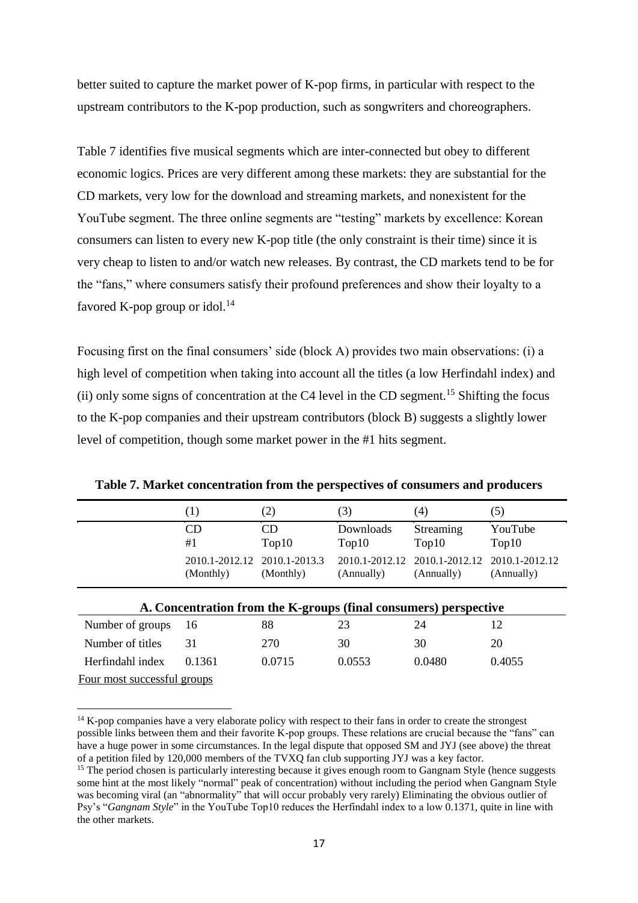better suited to capture the market power of K-pop firms, in particular with respect to the upstream contributors to the K-pop production, such as songwriters and choreographers.

Table 7 identifies five musical segments which are inter-connected but obey to different economic logics. Prices are very different among these markets: they are substantial for the CD markets, very low for the download and streaming markets, and nonexistent for the YouTube segment. The three online segments are "testing" markets by excellence: Korean consumers can listen to every new K-pop title (the only constraint is their time) since it is very cheap to listen to and/or watch new releases. By contrast, the CD markets tend to be for the "fans," where consumers satisfy their profound preferences and show their loyalty to a favored K-pop group or idol.[14]

Focusing first on the final consumers' side (block A) provides two main observations: (i) a high level of competition when taking into account all the titles (a low Herfindahl index) and (ii) only some signs of concentration at the C4 level in the CD segment.[15] Shifting the focus to the K-pop companies and their upstream contributors (block B) suggests a slightly lower level of competition, though some market power in the #1 hits segment.

**Table 7. Market concentration from the perspectives of consumers and producers**

| | (1) | (2) | (3) | (4) | (5) |
|---|---|---|---|---|---|
| | CD #1 | CD Top10 | Downloads Top10 | Streaming Top10 | YouTube Top10 |
| | 2010.1-2012.12 (Monthly) | 2010.1-2013.3 (Monthly) | 2010.1-2012.12 (Annually) | 2010.1-2012.12 (Annually) | 2010.1-2012.12 (Annually) |
| **A. Concentration from the K-groups (final consumers) perspective** | | | | | |
| Number of groups | 16 | 88 | 23 | 24 | 12 |
| Number of titles | 31 | 270 | 30 | 30 | 20 |
| Herfindahl index | 0.1361 | 0.0715 | 0.0553 | 0.0480 | 0.4055 |
| Four most successful groups | | | | | |

[14] K-pop companies have a very elaborate policy with respect to their fans in order to create the strongest possible links between them and their favorite K-pop groups. These relations are crucial because the "fans" can have a huge power in some circumstances. In the legal dispute that opposed SM and JYJ (see above) the threat of a petition filed by 120,000 members of the TVXQ fan club supporting JYJ was a key factor.

[15] The period chosen is particularly interesting because it gives enough room to Gangnam Style (hence suggests some hint at the most likely "normal" peak of concentration) without including the period when Gangnam Style was becoming viral (an "abnormality" that will occur probably very rarely) Eliminating the obvious outlier of Psy's "*Gangnam Style*" in the YouTube Top10 reduces the Herfindahl index to a low 0.1371, quite in line with the other markets.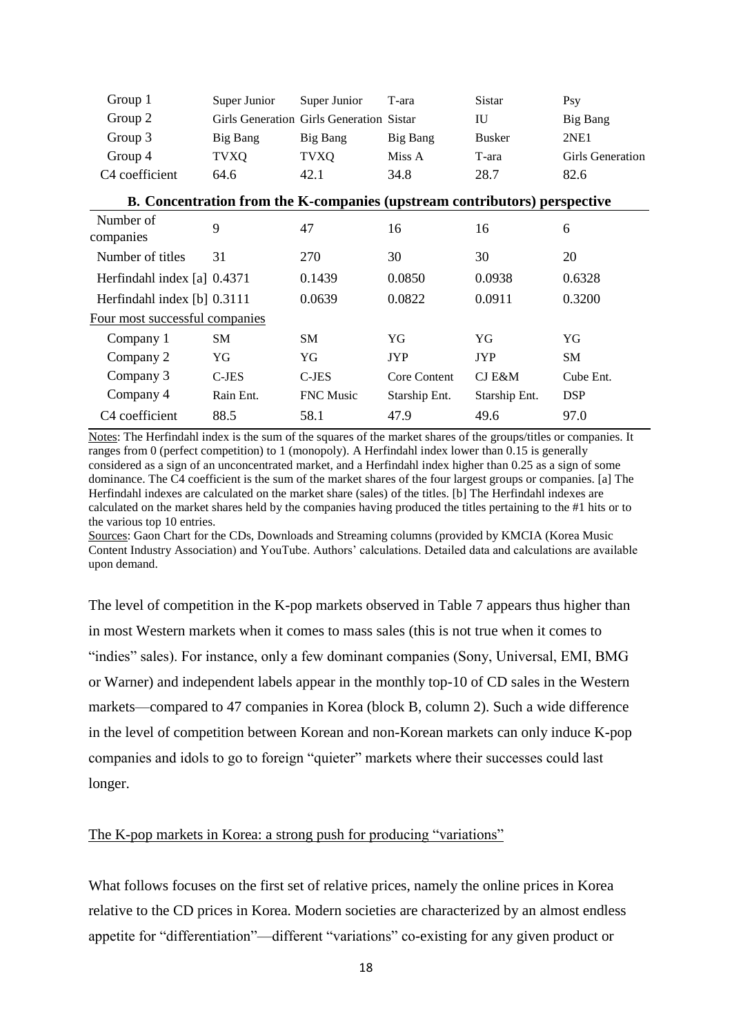| | | | | | |
|---|---|---|---|---|---|
| Group 1 | Super Junior | Super Junior | T-ara | Sistar | Psy |
| Group 2 | Girls Generation | Girls Generation | Sistar | IU | Big Bang |
| Group 3 | Big Bang | Big Bang | Big Bang | Busker | 2NE1 |
| Group 4 | TVXQ | TVXQ | Miss A | T-ara | Girls Generation |
| C4 coefficient | 64.6 | 42.1 | 34.8 | 28.7 | 82.6 |
| **B. Concentration from the K-companies (upstream contributors) perspective** | | | | | |
| Number of companies | 9 | 47 | 16 | 16 | 6 |
| Number of titles | 31 | 270 | 30 | 30 | 20 |
| Herfindahl index [a] | 0.4371 | 0.1439 | 0.0850 | 0.0938 | 0.6328 |
| Herfindahl index [b] | 0.3111 | 0.0639 | 0.0822 | 0.0911 | 0.3200 |
| Four most successful companies | | | | | |
| Company 1 | SM | SM | YG | YG | YG |
| Company 2 | YG | YG | JYP | JYP | SM |
| Company 3 | C-JES | C-JES | Core Content | CJ E&M | Cube Ent. |
| Company 4 | Rain Ent. | FNC Music | Starship Ent. | Starship Ent. | DSP |
| C4 coefficient | 88.5 | 58.1 | 47.9 | 49.6 | 97.0 |

Notes: The Herfindahl index is the sum of the squares of the market shares of the groups/titles or companies. It ranges from 0 (perfect competition) to 1 (monopoly). A Herfindahl index lower than 0.15 is generally considered as a sign of an unconcentrated market, and a Herfindahl index higher than 0.25 as a sign of some dominance. The C4 coefficient is the sum of the market shares of the four largest groups or companies. [a] The Herfindahl indexes are calculated on the market share (sales) of the titles. [b] The Herfindahl indexes are calculated on the market shares held by the companies having produced the titles pertaining to the #1 hits or to the various top 10 entries.

Sources: Gaon Chart for the CDs, Downloads and Streaming columns (provided by KMCIA (Korea Music Content Industry Association) and YouTube. Authors' calculations. Detailed data and calculations are available upon demand.

The level of competition in the K-pop markets observed in Table 7 appears thus higher than in most Western markets when it comes to mass sales (this is not true when it comes to "indies" sales). For instance, only a few dominant companies (Sony, Universal, EMI, BMG or Warner) and independent labels appear in the monthly top-10 of CD sales in the Western markets—compared to 47 companies in Korea (block B, column 2). Such a wide difference in the level of competition between Korean and non-Korean markets can only induce K-pop companies and idols to go to foreign "quieter" markets where their successes could last longer.

The K-pop markets in Korea: a strong push for producing "variations"

What follows focuses on the first set of relative prices, namely the online prices in Korea relative to the CD prices in Korea. Modern societies are characterized by an almost endless appetite for "differentiation"—different "variations" co-existing for any given product or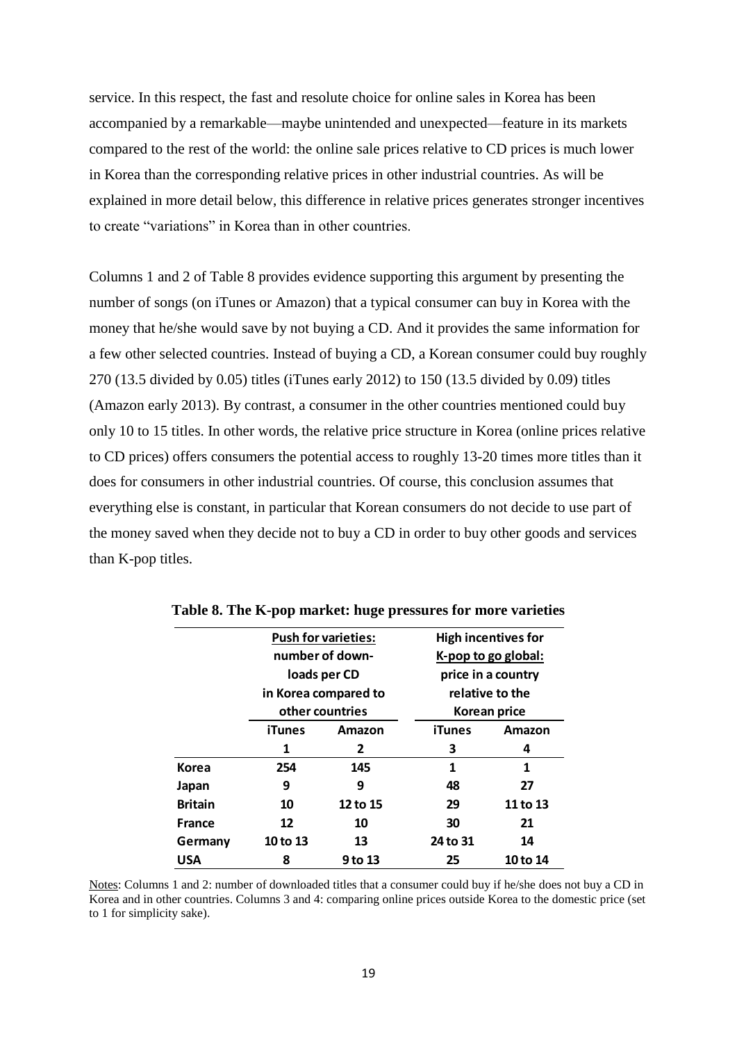service. In this respect, the fast and resolute choice for online sales in Korea has been accompanied by a remarkable—maybe unintended and unexpected—feature in its markets compared to the rest of the world: the online sale prices relative to CD prices is much lower in Korea than the corresponding relative prices in other industrial countries. As will be explained in more detail below, this difference in relative prices generates stronger incentives to create "variations" in Korea than in other countries.

Columns 1 and 2 of Table 8 provides evidence supporting this argument by presenting the number of songs (on iTunes or Amazon) that a typical consumer can buy in Korea with the money that he/she would save by not buying a CD. And it provides the same information for a few other selected countries. Instead of buying a CD, a Korean consumer could buy roughly 270 (13.5 divided by 0.05) titles (iTunes early 2012) to 150 (13.5 divided by 0.09) titles (Amazon early 2013). By contrast, a consumer in the other countries mentioned could buy only 10 to 15 titles. In other words, the relative price structure in Korea (online prices relative to CD prices) offers consumers the potential access to roughly 13-20 times more titles than it does for consumers in other industrial countries. Of course, this conclusion assumes that everything else is constant, in particular that Korean consumers do not decide to use part of the money saved when they decide not to buy a CD in order to buy other goods and services than K-pop titles.

**Table 8. The K-pop market: huge pressures for more varieties**

| | Push for varieties: number of down-loads per CD in Korea compared to other countries | | High incentives for K-pop to go global: price in a country relative to the Korean price | |
|---|---|---|---|---|
| | iTunes | Amazon | iTunes | Amazon |
| | 1 | 2 | 3 | 4 |
| **Korea** | 254 | 145 | 1 | 1 |
| **Japan** | 9 | 9 | 48 | 27 |
| **Britain** | 10 | 12 to 15 | 29 | 11 to 13 |
| **France** | 12 | 10 | 30 | 21 |
| **Germany** | 10 to 13 | 13 | 24 to 31 | 14 |
| **USA** | 8 | 9 to 13 | 25 | 10 to 14 |

Notes: Columns 1 and 2: number of downloaded titles that a consumer could buy if he/she does not buy a CD in Korea and in other countries. Columns 3 and 4: comparing online prices outside Korea to the domestic price (set to 1 for simplicity sake).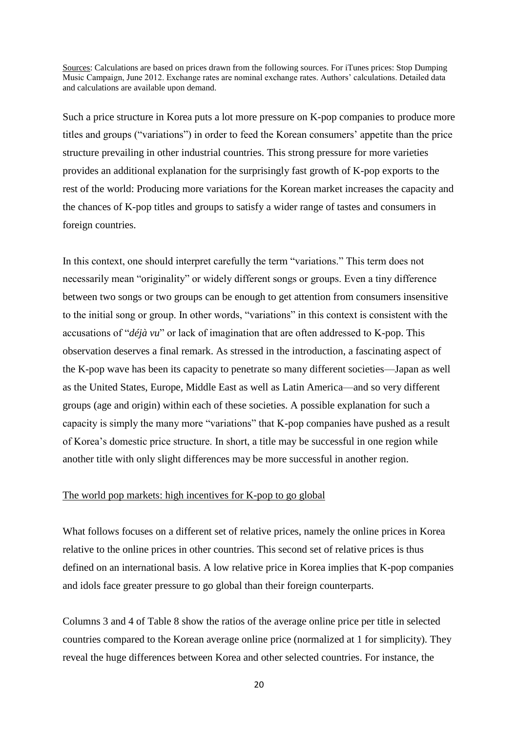Sources: Calculations are based on prices drawn from the following sources. For iTunes prices: Stop Dumping Music Campaign, June 2012. Exchange rates are nominal exchange rates. Authors' calculations. Detailed data and calculations are available upon demand.

Such a price structure in Korea puts a lot more pressure on K-pop companies to produce more titles and groups ("variations") in order to feed the Korean consumers' appetite than the price structure prevailing in other industrial countries. This strong pressure for more varieties provides an additional explanation for the surprisingly fast growth of K-pop exports to the rest of the world: Producing more variations for the Korean market increases the capacity and the chances of K-pop titles and groups to satisfy a wider range of tastes and consumers in foreign countries.

In this context, one should interpret carefully the term "variations." This term does not necessarily mean "originality" or widely different songs or groups. Even a tiny difference between two songs or two groups can be enough to get attention from consumers insensitive to the initial song or group. In other words, "variations" in this context is consistent with the accusations of "*déjà vu*" or lack of imagination that are often addressed to K-pop. This observation deserves a final remark. As stressed in the introduction, a fascinating aspect of the K-pop wave has been its capacity to penetrate so many different societies—Japan as well as the United States, Europe, Middle East as well as Latin America—and so very different groups (age and origin) within each of these societies. A possible explanation for such a capacity is simply the many more "variations" that K-pop companies have pushed as a result of Korea's domestic price structure. In short, a title may be successful in one region while another title with only slight differences may be more successful in another region.

The world pop markets: high incentives for K-pop to go global

What follows focuses on a different set of relative prices, namely the online prices in Korea relative to the online prices in other countries. This second set of relative prices is thus defined on an international basis. A low relative price in Korea implies that K-pop companies and idols face greater pressure to go global than their foreign counterparts.

Columns 3 and 4 of Table 8 show the ratios of the average online price per title in selected countries compared to the Korean average online price (normalized at 1 for simplicity). They reveal the huge differences between Korea and other selected countries. For instance, the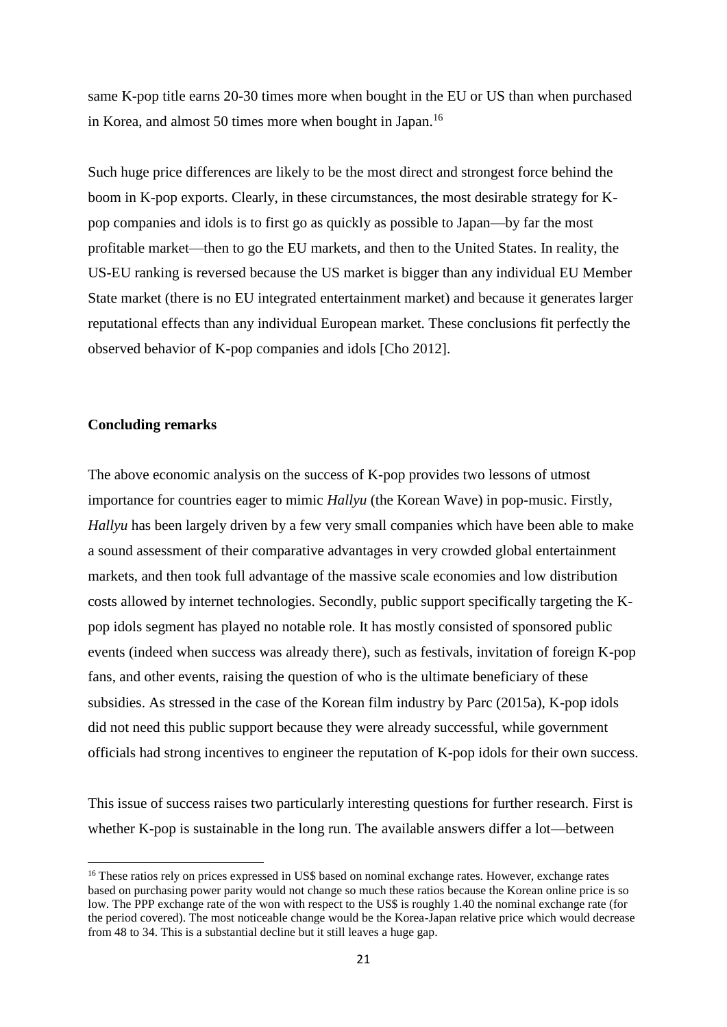same K-pop title earns 20-30 times more when bought in the EU or US than when purchased in Korea, and almost 50 times more when bought in Japan.[16]

Such huge price differences are likely to be the most direct and strongest force behind the boom in K-pop exports. Clearly, in these circumstances, the most desirable strategy for K-pop companies and idols is to first go as quickly as possible to Japan—by far the most profitable market—then to go the EU markets, and then to the United States. In reality, the US-EU ranking is reversed because the US market is bigger than any individual EU Member State market (there is no EU integrated entertainment market) and because it generates larger reputational effects than any individual European market. These conclusions fit perfectly the observed behavior of K-pop companies and idols [Cho 2012].

## Concluding remarks

The above economic analysis on the success of K-pop provides two lessons of utmost importance for countries eager to mimic *Hallyu* (the Korean Wave) in pop-music. Firstly, *Hallyu* has been largely driven by a few very small companies which have been able to make a sound assessment of their comparative advantages in very crowded global entertainment markets, and then took full advantage of the massive scale economies and low distribution costs allowed by internet technologies. Secondly, public support specifically targeting the K-pop idols segment has played no notable role. It has mostly consisted of sponsored public events (indeed when success was already there), such as festivals, invitation of foreign K-pop fans, and other events, raising the question of who is the ultimate beneficiary of these subsidies. As stressed in the case of the Korean film industry by Parc (2015a), K-pop idols did not need this public support because they were already successful, while government officials had strong incentives to engineer the reputation of K-pop idols for their own success.

This issue of success raises two particularly interesting questions for further research. First is whether K-pop is sustainable in the long run. The available answers differ a lot—between

---

[16] These ratios rely on prices expressed in US$ based on nominal exchange rates. However, exchange rates based on purchasing power parity would not change so much these ratios because the Korean online price is so low. The PPP exchange rate of the won with respect to the US$ is roughly 1.40 the nominal exchange rate (for the period covered). The most noticeable change would be the Korea-Japan relative price which would decrease from 48 to 34. This is a substantial decline but it still leaves a huge gap.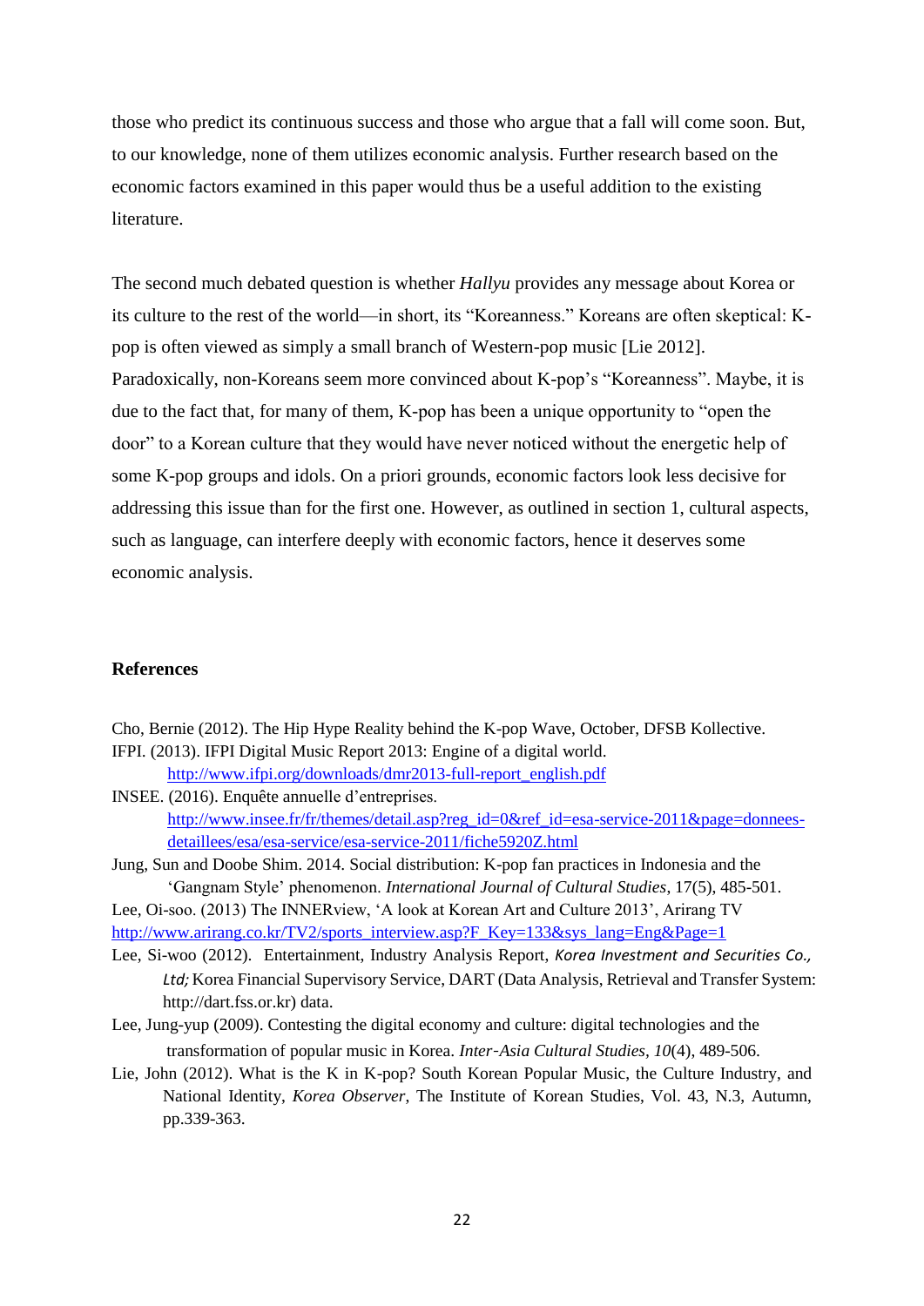those who predict its continuous success and those who argue that a fall will come soon. But, to our knowledge, none of them utilizes economic analysis. Further research based on the economic factors examined in this paper would thus be a useful addition to the existing literature.

The second much debated question is whether *Hallyu* provides any message about Korea or its culture to the rest of the world—in short, its "Koreanness." Koreans are often skeptical: K-pop is often viewed as simply a small branch of Western-pop music [Lie 2012]. Paradoxically, non-Koreans seem more convinced about K-pop's "Koreanness". Maybe, it is due to the fact that, for many of them, K-pop has been a unique opportunity to "open the door" to a Korean culture that they would have never noticed without the energetic help of some K-pop groups and idols. On a priori grounds, economic factors look less decisive for addressing this issue than for the first one. However, as outlined in section 1, cultural aspects, such as language, can interfere deeply with economic factors, hence it deserves some economic analysis.

## References

Cho, Bernie (2012). The Hip Hype Reality behind the K-pop Wave, October, DFSB Kollective.

IFPI. (2013). IFPI Digital Music Report 2013: Engine of a digital world. http://www.ifpi.org/downloads/dmr2013-full-report_english.pdf

INSEE. (2016). Enquête annuelle d'entreprises. http://www.insee.fr/fr/themes/detail.asp?reg_id=0&ref_id=esa-service-2011&page=donnees-detaillees/esa/esa-service/esa-service-2011/fiche5920Z.html

Jung, Sun and Doobe Shim. 2014. Social distribution: K-pop fan practices in Indonesia and the 'Gangnam Style' phenomenon. *International Journal of Cultural Studies*, 17(5), 485-501.

Lee, Oi-soo. (2013) The INNERview, 'A look at Korean Art and Culture 2013', Arirang TV http://www.arirang.co.kr/TV2/sports_interview.asp?F_Key=133&sys_lang=Eng&Page=1

Lee, Si-woo (2012). Entertainment, Industry Analysis Report, *Korea Investment and Securities Co., Ltd;* Korea Financial Supervisory Service, DART (Data Analysis, Retrieval and Transfer System: http://dart.fss.or.kr) data.

Lee, Jung-yup (2009). Contesting the digital economy and culture: digital technologies and the transformation of popular music in Korea. *Inter-Asia Cultural Studies*, *10*(4), 489-506.

Lie, John (2012). What is the K in K-pop? South Korean Popular Music, the Culture Industry, and National Identity, *Korea Observer*, The Institute of Korean Studies, Vol. 43, N.3, Autumn, pp.339-363.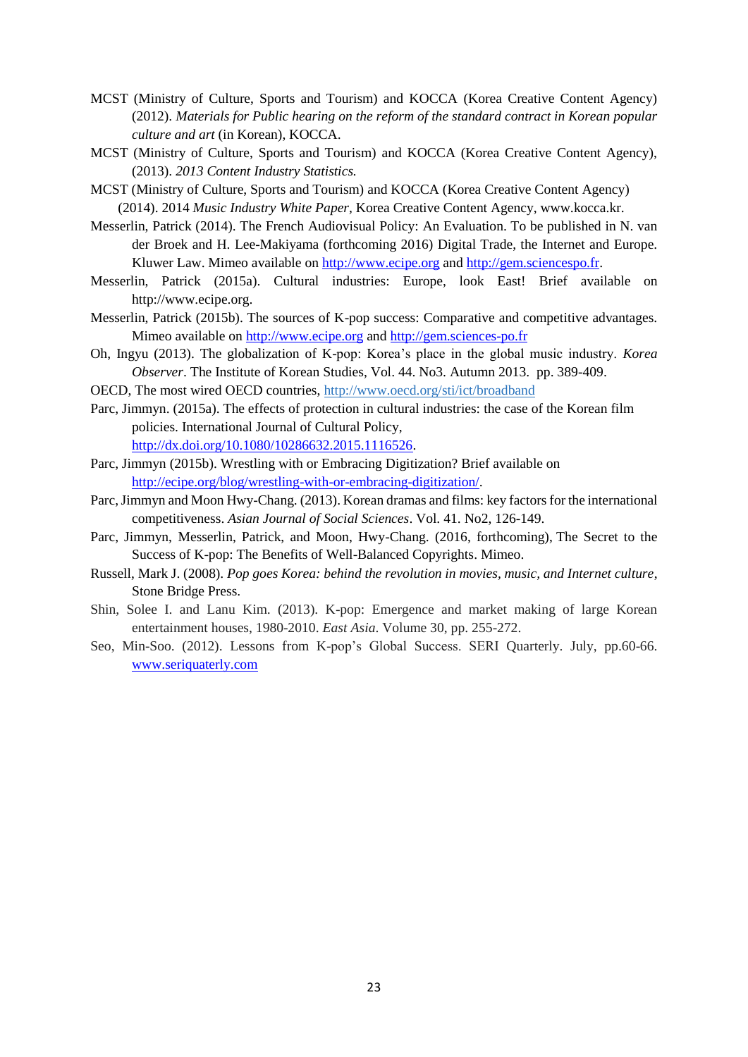MCST (Ministry of Culture, Sports and Tourism) and KOCCA (Korea Creative Content Agency) (2012). *Materials for Public hearing on the reform of the standard contract in Korean popular culture and art* (in Korean), KOCCA.

MCST (Ministry of Culture, Sports and Tourism) and KOCCA (Korea Creative Content Agency), (2013). *2013 Content Industry Statistics.*

MCST (Ministry of Culture, Sports and Tourism) and KOCCA (Korea Creative Content Agency) (2014). 2014 *Music Industry White Paper*, Korea Creative Content Agency, www.kocca.kr.

Messerlin, Patrick (2014). The French Audiovisual Policy: An Evaluation. To be published in N. van der Broek and H. Lee-Makiyama (forthcoming 2016) Digital Trade, the Internet and Europe. Kluwer Law. Mimeo available on http://www.ecipe.org and http://gem.sciencespo.fr.

Messerlin, Patrick (2015a). Cultural industries: Europe, look East! Brief available on http://www.ecipe.org.

Messerlin, Patrick (2015b). The sources of K-pop success: Comparative and competitive advantages. Mimeo available on http://www.ecipe.org and http://gem.sciences-po.fr

Oh, Ingyu (2013). The globalization of K-pop: Korea's place in the global music industry. *Korea Observer*. The Institute of Korean Studies, Vol. 44. No3. Autumn 2013. pp. 389-409.

OECD, The most wired OECD countries, http://www.oecd.org/sti/ict/broadband

Parc, Jimmyn. (2015a). The effects of protection in cultural industries: the case of the Korean film policies. International Journal of Cultural Policy, http://dx.doi.org/10.1080/10286632.2015.1116526.

Parc, Jimmyn (2015b). Wrestling with or Embracing Digitization? Brief available on http://ecipe.org/blog/wrestling-with-or-embracing-digitization/.

Parc, Jimmyn and Moon Hwy-Chang. (2013). Korean dramas and films: key factors for the international competitiveness. *Asian Journal of Social Sciences*. Vol. 41. No2, 126-149.

Parc, Jimmyn, Messerlin, Patrick, and Moon, Hwy-Chang. (2016, forthcoming), The Secret to the Success of K-pop: The Benefits of Well-Balanced Copyrights. Mimeo.

Russell, Mark J. (2008). *Pop goes Korea: behind the revolution in movies, music, and Internet culture*, Stone Bridge Press.

Shin, Solee I. and Lanu Kim. (2013). K-pop: Emergence and market making of large Korean entertainment houses, 1980-2010. *East Asia*. Volume 30, pp. 255-272.

Seo, Min-Soo. (2012). Lessons from K-pop's Global Success. SERI Quarterly. July, pp.60-66. www.seriquaterly.com